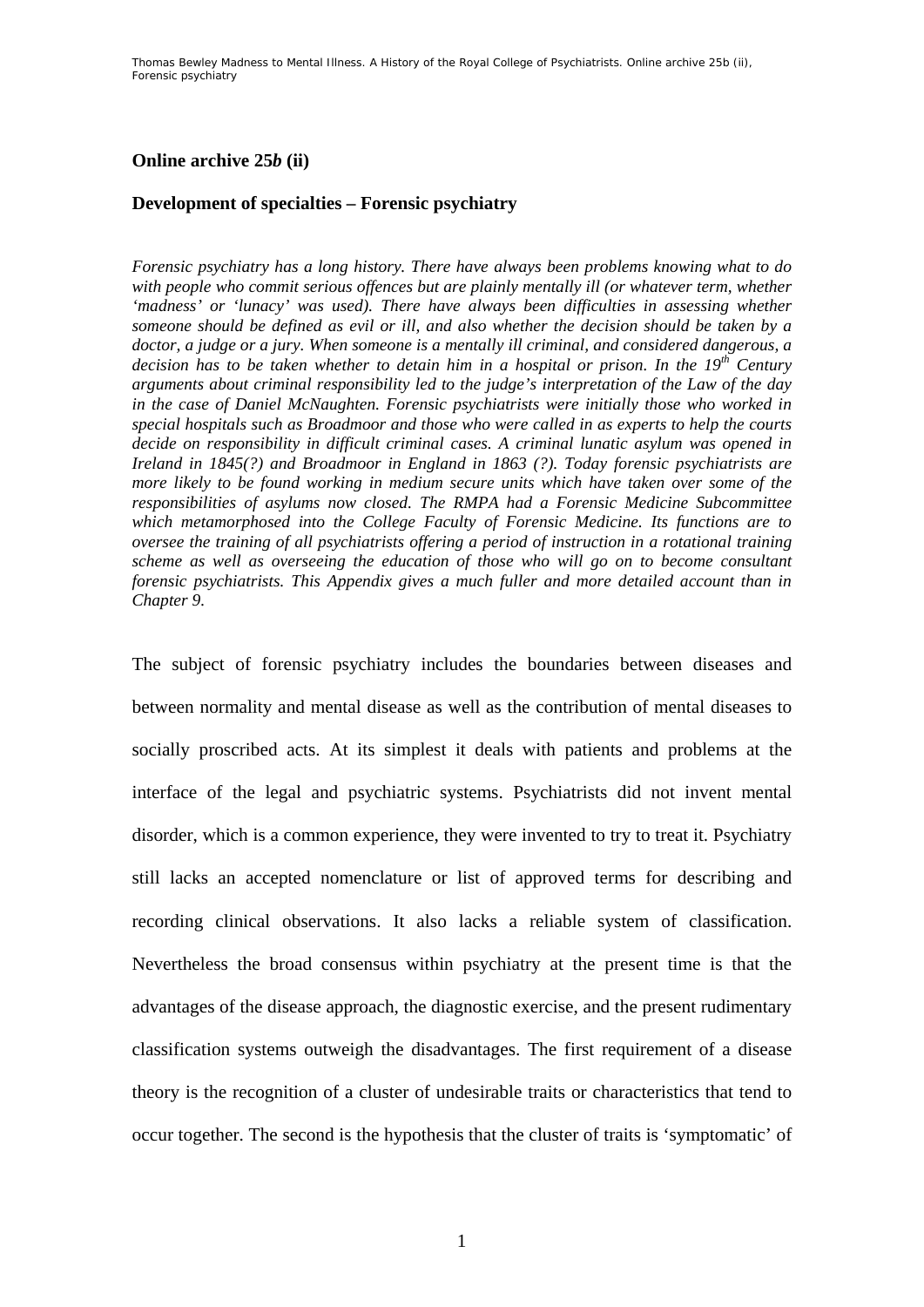**Online archive 25*b* (ii)**

**Development of specialties – Forensic psychiatry**

*Forensic psychiatry has a long history. There have always been problems knowing what to do with people who commit serious offences but are plainly mentally ill (or whatever term, whether 'madness' or 'lunacy' was used). There have always been difficulties in assessing whether someone should be defined as evil or ill, and also whether the decision should be taken by a doctor, a judge or a jury. When someone is a mentally ill criminal, and considered dangerous, a decision has to be taken whether to detain him in a hospital or prison. In the 19th Century arguments about criminal responsibility led to the judge's interpretation of the Law of the day in the case of Daniel McNaughten. Forensic psychiatrists were initially those who worked in special hospitals such as Broadmoor and those who were called in as experts to help the courts decide on responsibility in difficult criminal cases. A criminal lunatic asylum was opened in Ireland in 1845(?) and Broadmoor in England in 1863 (?). Today forensic psychiatrists are more likely to be found working in medium secure units which have taken over some of the responsibilities of asylums now closed. The RMPA had a Forensic Medicine Subcommittee which metamorphosed into the College Faculty of Forensic Medicine. Its functions are to oversee the training of all psychiatrists offering a period of instruction in a rotational training scheme as well as overseeing the education of those who will go on to become consultant forensic psychiatrists. This Appendix gives a much fuller and more detailed account than in Chapter 9.*

The subject of forensic psychiatry includes the boundaries between diseases and between normality and mental disease as well as the contribution of mental diseases to socially proscribed acts. At its simplest it deals with patients and problems at the interface of the legal and psychiatric systems. Psychiatrists did not invent mental disorder, which is a common experience, they were invented to try to treat it. Psychiatry still lacks an accepted nomenclature or list of approved terms for describing and recording clinical observations. It also lacks a reliable system of classification. Nevertheless the broad consensus within psychiatry at the present time is that the advantages of the disease approach, the diagnostic exercise, and the present rudimentary classification systems outweigh the disadvantages. The first requirement of a disease theory is the recognition of a cluster of undesirable traits or characteristics that tend to occur together. The second is the hypothesis that the cluster of traits is 'symptomatic' of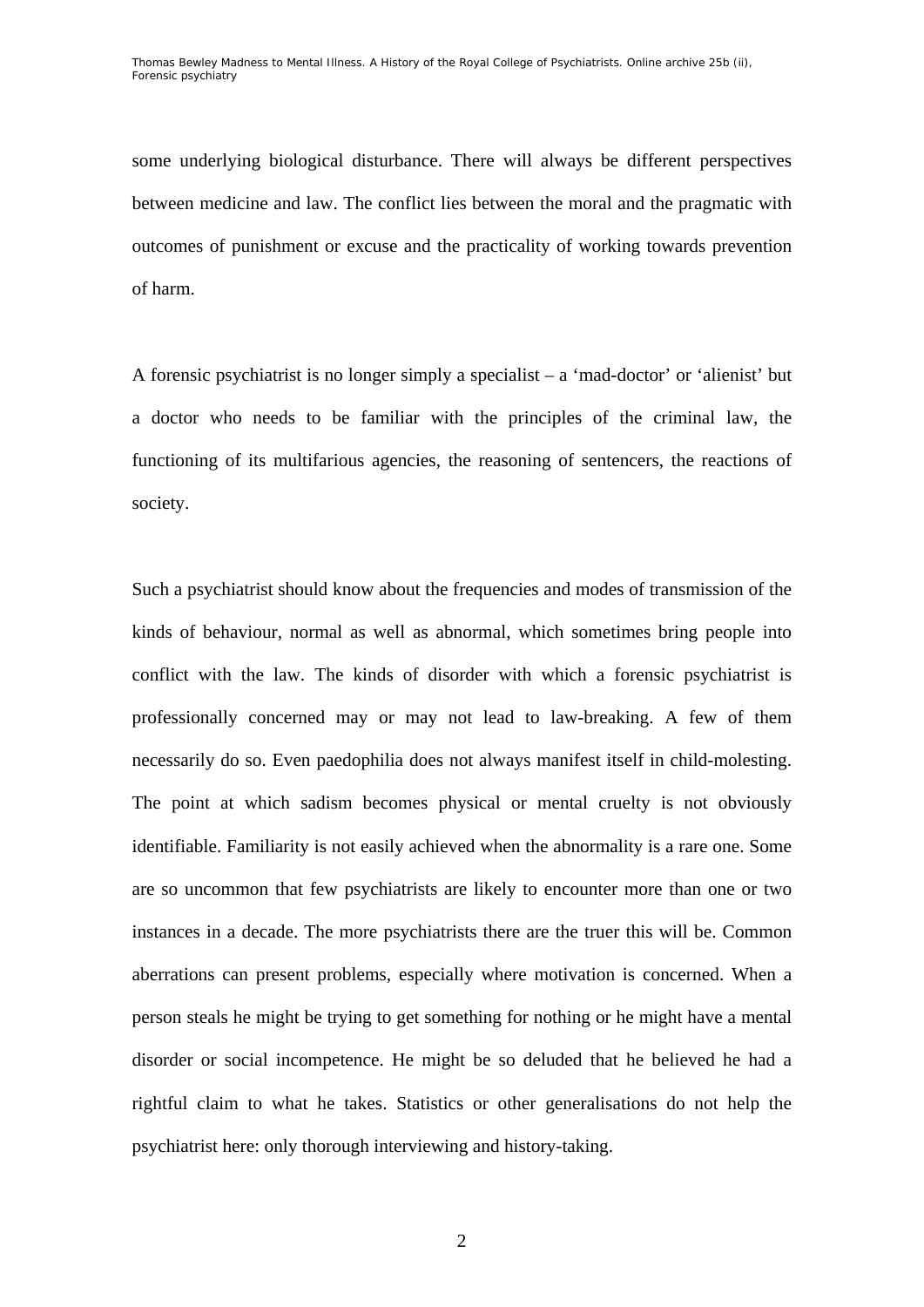some underlying biological disturbance. There will always be different perspectives between medicine and law. The conflict lies between the moral and the pragmatic with outcomes of punishment or excuse and the practicality of working towards prevention of harm.

A forensic psychiatrist is no longer simply a specialist – a 'mad-doctor' or 'alienist' but a doctor who needs to be familiar with the principles of the criminal law, the functioning of its multifarious agencies, the reasoning of sentencers, the reactions of society.

Such a psychiatrist should know about the frequencies and modes of transmission of the kinds of behaviour, normal as well as abnormal, which sometimes bring people into conflict with the law. The kinds of disorder with which a forensic psychiatrist is professionally concerned may or may not lead to law-breaking. A few of them necessarily do so. Even paedophilia does not always manifest itself in child-molesting. The point at which sadism becomes physical or mental cruelty is not obviously identifiable. Familiarity is not easily achieved when the abnormality is a rare one. Some are so uncommon that few psychiatrists are likely to encounter more than one or two instances in a decade. The more psychiatrists there are the truer this will be. Common aberrations can present problems, especially where motivation is concerned. When a person steals he might be trying to get something for nothing or he might have a mental disorder or social incompetence. He might be so deluded that he believed he had a rightful claim to what he takes. Statistics or other generalisations do not help the psychiatrist here: only thorough interviewing and history-taking.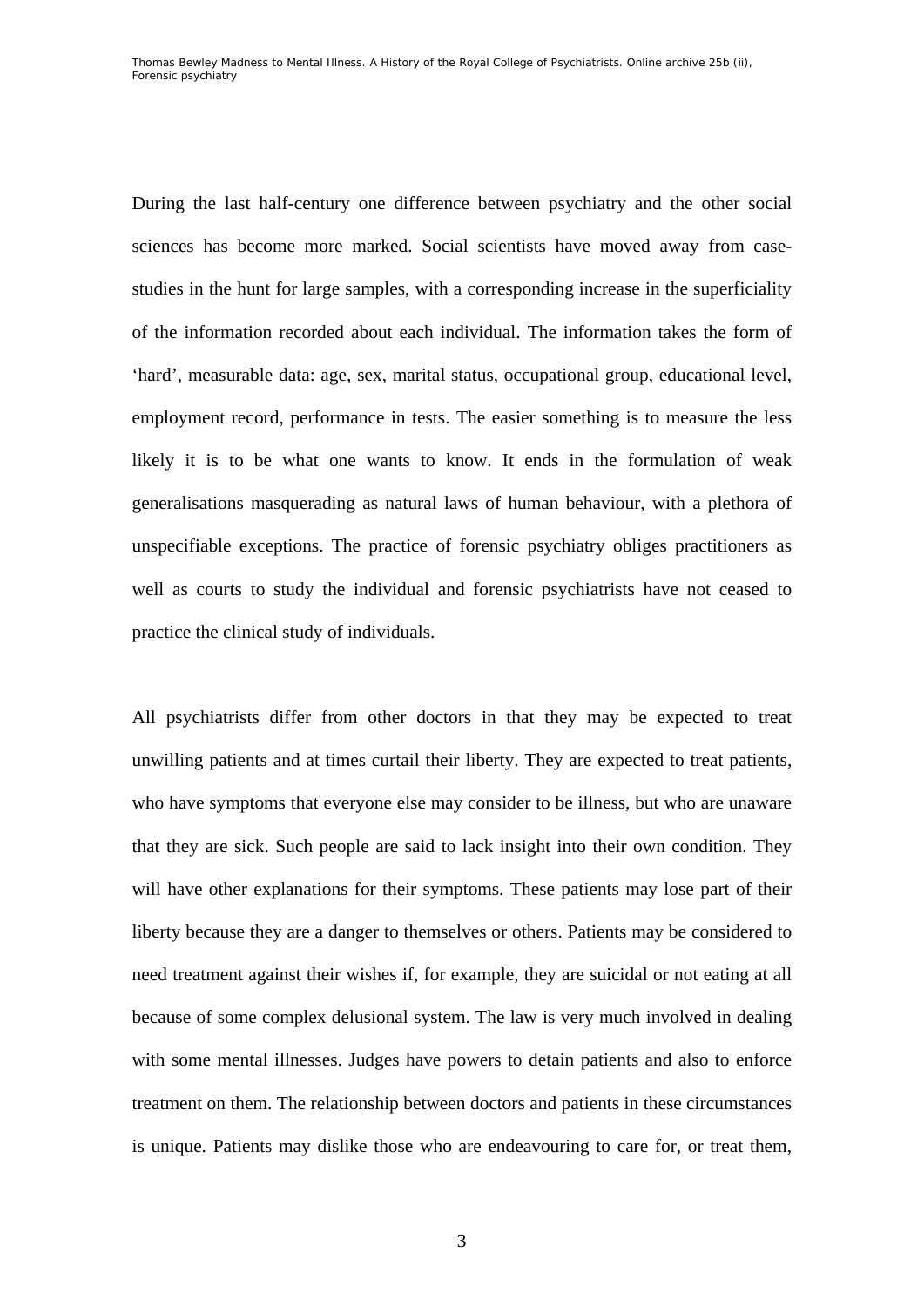During the last half-century one difference between psychiatry and the other social sciences has become more marked. Social scientists have moved away from case-studies in the hunt for large samples, with a corresponding increase in the superficiality of the information recorded about each individual. The information takes the form of 'hard', measurable data: age, sex, marital status, occupational group, educational level, employment record, performance in tests. The easier something is to measure the less likely it is to be what one wants to know. It ends in the formulation of weak generalisations masquerading as natural laws of human behaviour, with a plethora of unspecifiable exceptions. The practice of forensic psychiatry obliges practitioners as well as courts to study the individual and forensic psychiatrists have not ceased to practice the clinical study of individuals.

All psychiatrists differ from other doctors in that they may be expected to treat unwilling patients and at times curtail their liberty. They are expected to treat patients, who have symptoms that everyone else may consider to be illness, but who are unaware that they are sick. Such people are said to lack insight into their own condition. They will have other explanations for their symptoms. These patients may lose part of their liberty because they are a danger to themselves or others. Patients may be considered to need treatment against their wishes if, for example, they are suicidal or not eating at all because of some complex delusional system. The law is very much involved in dealing with some mental illnesses. Judges have powers to detain patients and also to enforce treatment on them. The relationship between doctors and patients in these circumstances is unique. Patients may dislike those who are endeavouring to care for, or treat them,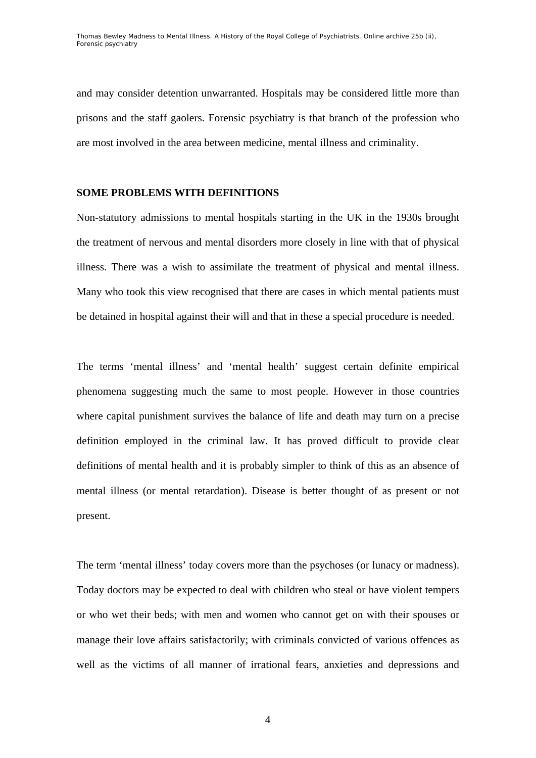and may consider detention unwarranted. Hospitals may be considered little more than prisons and the staff gaolers. Forensic psychiatry is that branch of the profession who are most involved in the area between medicine, mental illness and criminality.

## SOME PROBLEMS WITH DEFINITIONS

Non-statutory admissions to mental hospitals starting in the UK in the 1930s brought the treatment of nervous and mental disorders more closely in line with that of physical illness. There was a wish to assimilate the treatment of physical and mental illness. Many who took this view recognised that there are cases in which mental patients must be detained in hospital against their will and that in these a special procedure is needed.

The terms 'mental illness' and 'mental health' suggest certain definite empirical phenomena suggesting much the same to most people. However in those countries where capital punishment survives the balance of life and death may turn on a precise definition employed in the criminal law. It has proved difficult to provide clear definitions of mental health and it is probably simpler to think of this as an absence of mental illness (or mental retardation). Disease is better thought of as present or not present.

The term 'mental illness' today covers more than the psychoses (or lunacy or madness). Today doctors may be expected to deal with children who steal or have violent tempers or who wet their beds; with men and women who cannot get on with their spouses or manage their love affairs satisfactorily; with criminals convicted of various offences as well as the victims of all manner of irrational fears, anxieties and depressions and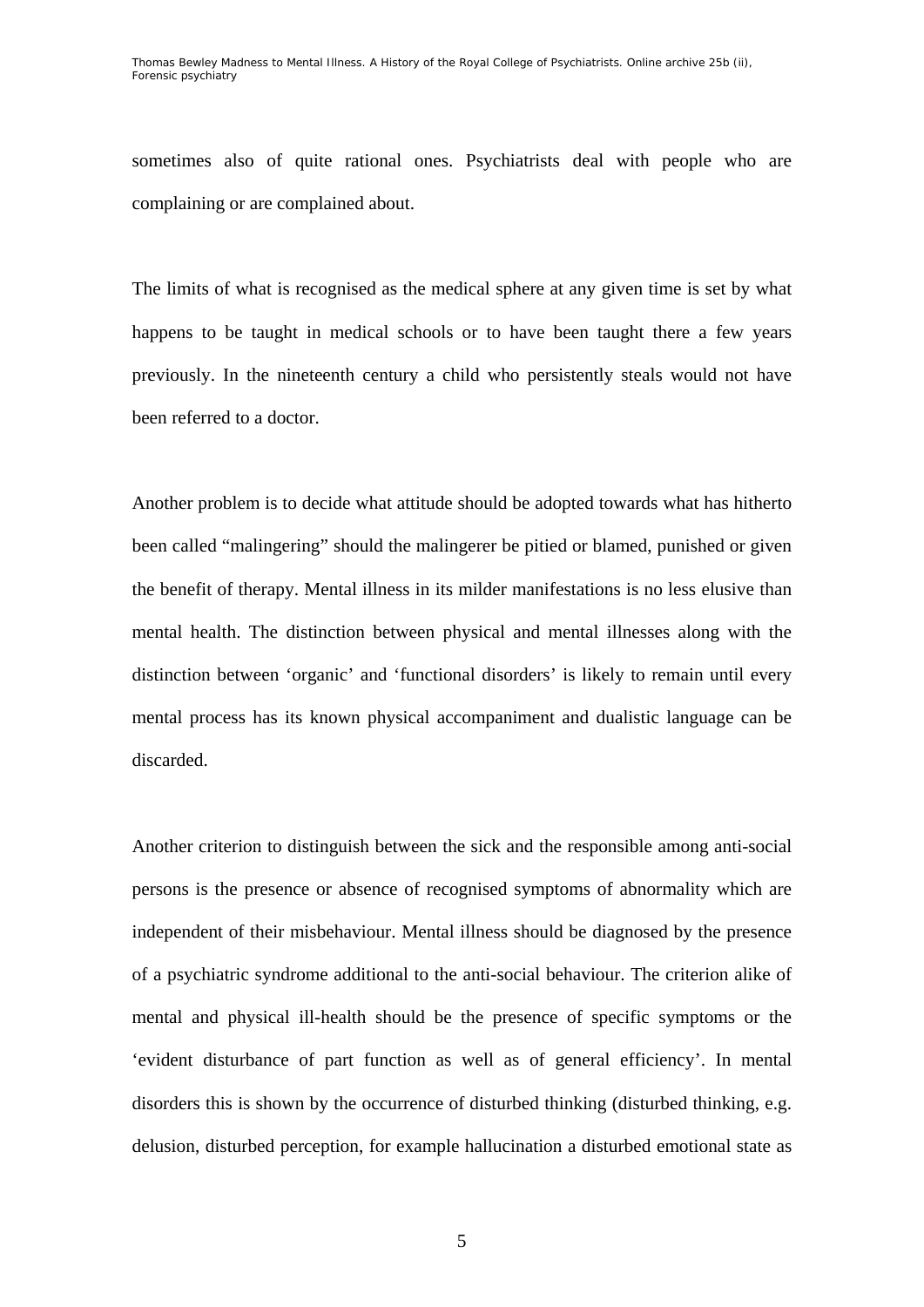sometimes also of quite rational ones. Psychiatrists deal with people who are complaining or are complained about.

The limits of what is recognised as the medical sphere at any given time is set by what happens to be taught in medical schools or to have been taught there a few years previously. In the nineteenth century a child who persistently steals would not have been referred to a doctor.

Another problem is to decide what attitude should be adopted towards what has hitherto been called "malingering" should the malingerer be pitied or blamed, punished or given the benefit of therapy. Mental illness in its milder manifestations is no less elusive than mental health. The distinction between physical and mental illnesses along with the distinction between 'organic' and 'functional disorders' is likely to remain until every mental process has its known physical accompaniment and dualistic language can be discarded.

Another criterion to distinguish between the sick and the responsible among anti-social persons is the presence or absence of recognised symptoms of abnormality which are independent of their misbehaviour. Mental illness should be diagnosed by the presence of a psychiatric syndrome additional to the anti-social behaviour. The criterion alike of mental and physical ill-health should be the presence of specific symptoms or the 'evident disturbance of part function as well as of general efficiency'. In mental disorders this is shown by the occurrence of disturbed thinking (disturbed thinking, e.g. delusion, disturbed perception, for example hallucination a disturbed emotional state as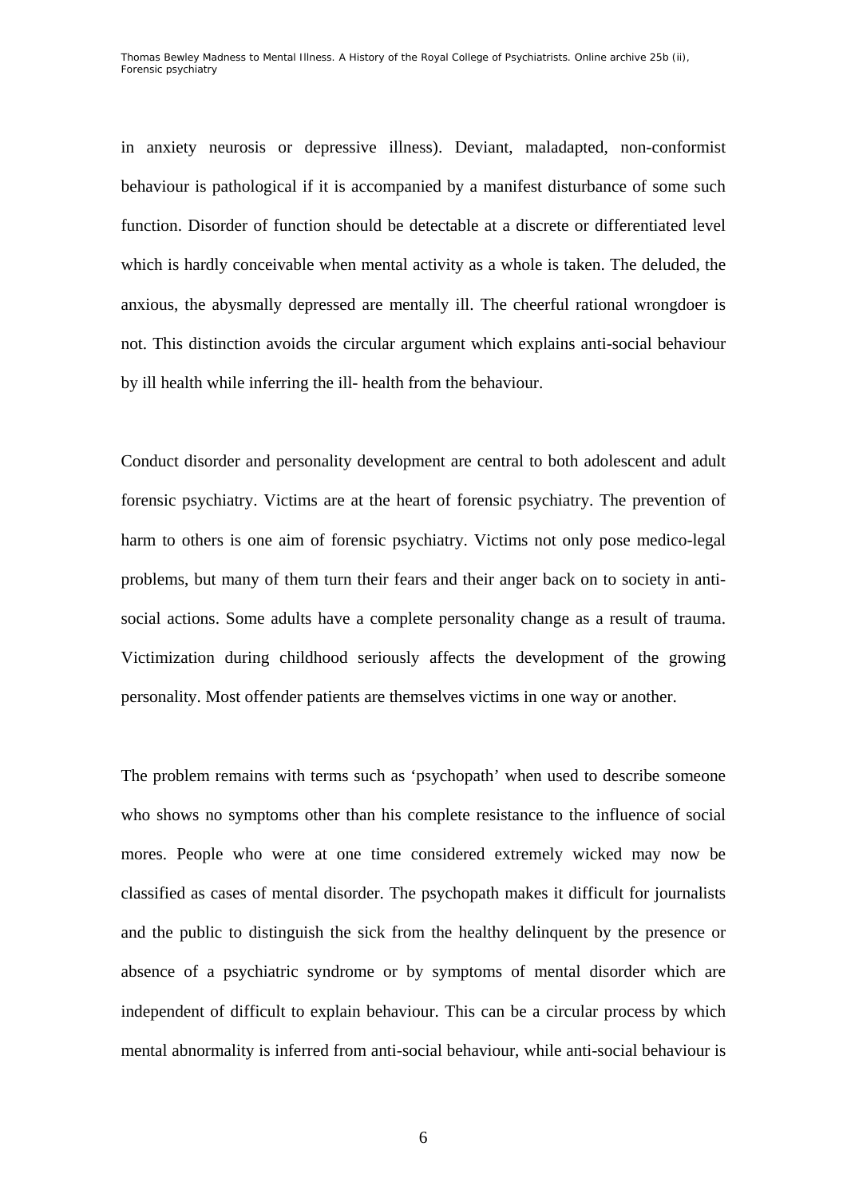in anxiety neurosis or depressive illness). Deviant, maladapted, non-conformist behaviour is pathological if it is accompanied by a manifest disturbance of some such function. Disorder of function should be detectable at a discrete or differentiated level which is hardly conceivable when mental activity as a whole is taken. The deluded, the anxious, the abysmally depressed are mentally ill. The cheerful rational wrongdoer is not. This distinction avoids the circular argument which explains anti-social behaviour by ill health while inferring the ill- health from the behaviour.

Conduct disorder and personality development are central to both adolescent and adult forensic psychiatry. Victims are at the heart of forensic psychiatry. The prevention of harm to others is one aim of forensic psychiatry. Victims not only pose medico-legal problems, but many of them turn their fears and their anger back on to society in anti-social actions. Some adults have a complete personality change as a result of trauma. Victimization during childhood seriously affects the development of the growing personality. Most offender patients are themselves victims in one way or another.

The problem remains with terms such as 'psychopath' when used to describe someone who shows no symptoms other than his complete resistance to the influence of social mores. People who were at one time considered extremely wicked may now be classified as cases of mental disorder. The psychopath makes it difficult for journalists and the public to distinguish the sick from the healthy delinquent by the presence or absence of a psychiatric syndrome or by symptoms of mental disorder which are independent of difficult to explain behaviour. This can be a circular process by which mental abnormality is inferred from anti-social behaviour, while anti-social behaviour is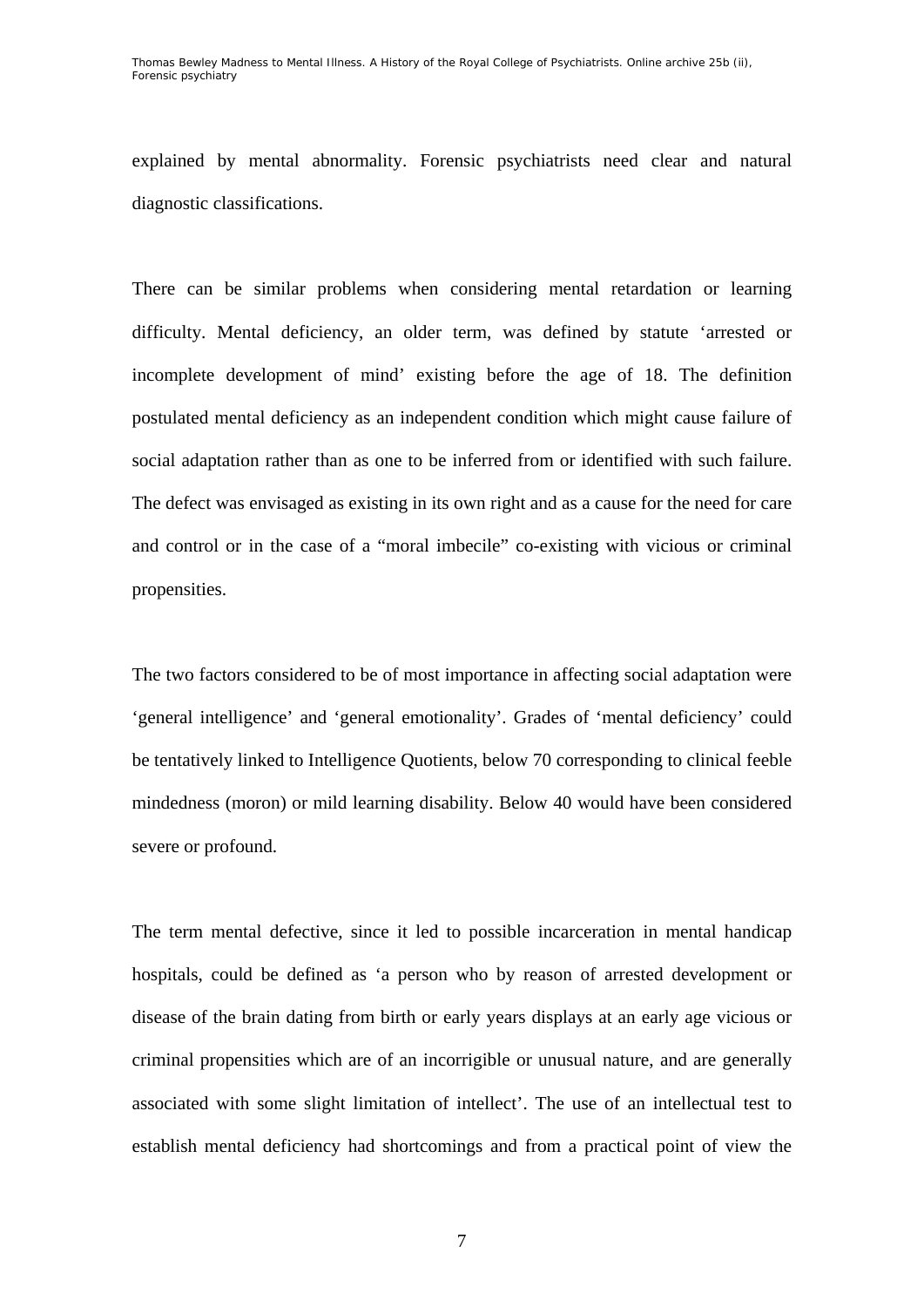explained by mental abnormality. Forensic psychiatrists need clear and natural diagnostic classifications.

There can be similar problems when considering mental retardation or learning difficulty. Mental deficiency, an older term, was defined by statute 'arrested or incomplete development of mind' existing before the age of 18. The definition postulated mental deficiency as an independent condition which might cause failure of social adaptation rather than as one to be inferred from or identified with such failure. The defect was envisaged as existing in its own right and as a cause for the need for care and control or in the case of a "moral imbecile" co-existing with vicious or criminal propensities.

The two factors considered to be of most importance in affecting social adaptation were 'general intelligence' and 'general emotionality'. Grades of 'mental deficiency' could be tentatively linked to Intelligence Quotients, below 70 corresponding to clinical feeble mindedness (moron) or mild learning disability. Below 40 would have been considered severe or profound.

The term mental defective, since it led to possible incarceration in mental handicap hospitals, could be defined as 'a person who by reason of arrested development or disease of the brain dating from birth or early years displays at an early age vicious or criminal propensities which are of an incorrigible or unusual nature, and are generally associated with some slight limitation of intellect'. The use of an intellectual test to establish mental deficiency had shortcomings and from a practical point of view the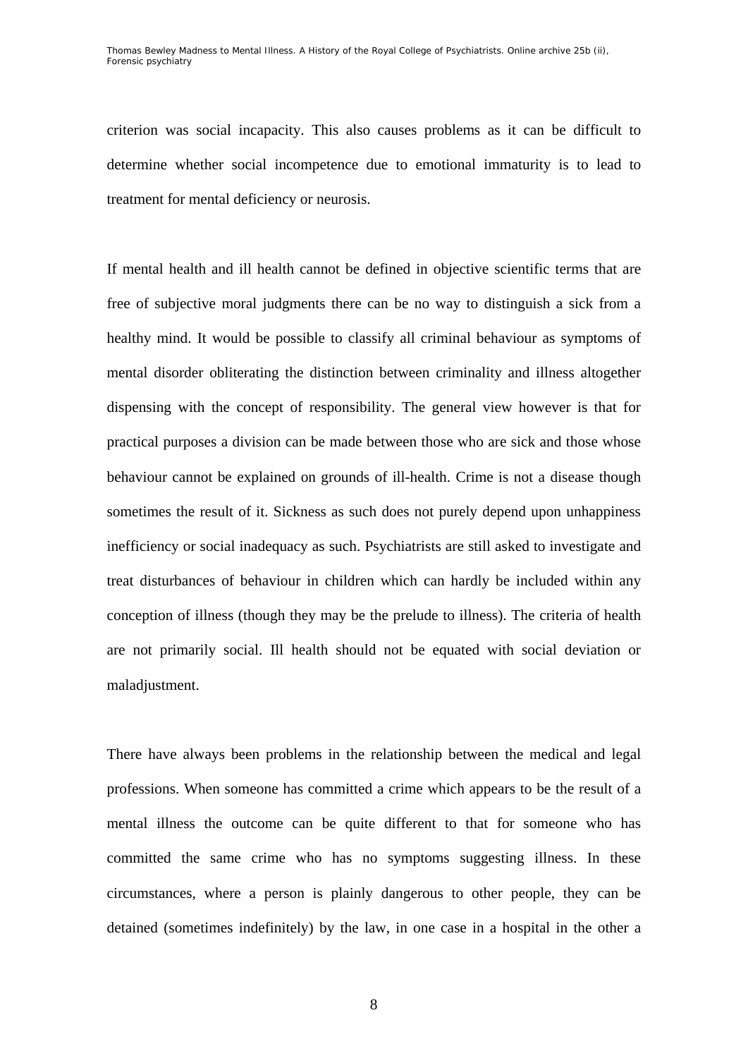criterion was social incapacity. This also causes problems as it can be difficult to determine whether social incompetence due to emotional immaturity is to lead to treatment for mental deficiency or neurosis.

If mental health and ill health cannot be defined in objective scientific terms that are free of subjective moral judgments there can be no way to distinguish a sick from a healthy mind. It would be possible to classify all criminal behaviour as symptoms of mental disorder obliterating the distinction between criminality and illness altogether dispensing with the concept of responsibility. The general view however is that for practical purposes a division can be made between those who are sick and those whose behaviour cannot be explained on grounds of ill-health. Crime is not a disease though sometimes the result of it. Sickness as such does not purely depend upon unhappiness inefficiency or social inadequacy as such. Psychiatrists are still asked to investigate and treat disturbances of behaviour in children which can hardly be included within any conception of illness (though they may be the prelude to illness). The criteria of health are not primarily social. Ill health should not be equated with social deviation or maladjustment.

There have always been problems in the relationship between the medical and legal professions. When someone has committed a crime which appears to be the result of a mental illness the outcome can be quite different to that for someone who has committed the same crime who has no symptoms suggesting illness. In these circumstances, where a person is plainly dangerous to other people, they can be detained (sometimes indefinitely) by the law, in one case in a hospital in the other a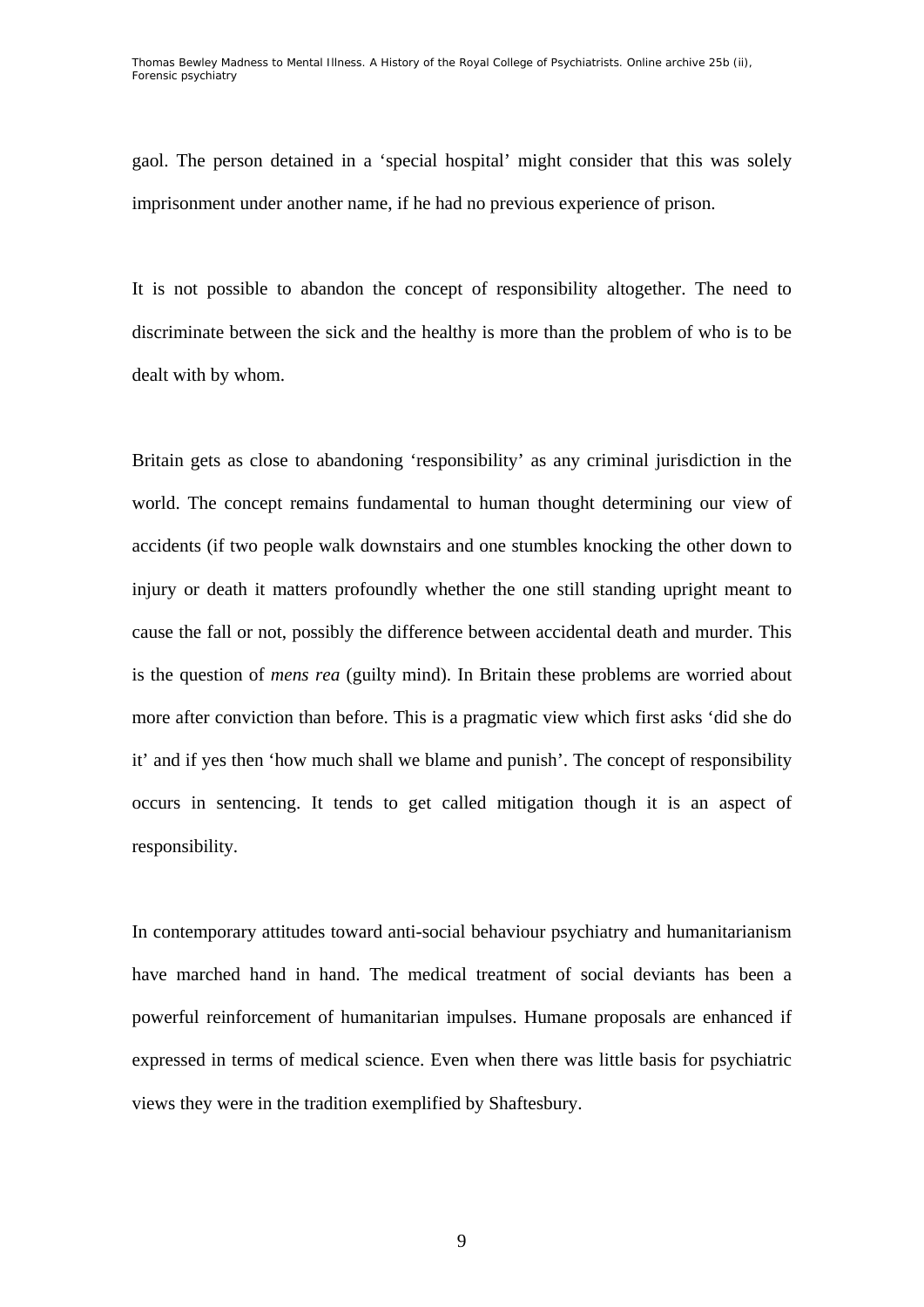gaol. The person detained in a 'special hospital' might consider that this was solely imprisonment under another name, if he had no previous experience of prison.

It is not possible to abandon the concept of responsibility altogether. The need to discriminate between the sick and the healthy is more than the problem of who is to be dealt with by whom.

Britain gets as close to abandoning 'responsibility' as any criminal jurisdiction in the world. The concept remains fundamental to human thought determining our view of accidents (if two people walk downstairs and one stumbles knocking the other down to injury or death it matters profoundly whether the one still standing upright meant to cause the fall or not, possibly the difference between accidental death and murder. This is the question of *mens rea* (guilty mind). In Britain these problems are worried about more after conviction than before. This is a pragmatic view which first asks 'did she do it' and if yes then 'how much shall we blame and punish'. The concept of responsibility occurs in sentencing. It tends to get called mitigation though it is an aspect of responsibility.

In contemporary attitudes toward anti-social behaviour psychiatry and humanitarianism have marched hand in hand. The medical treatment of social deviants has been a powerful reinforcement of humanitarian impulses. Humane proposals are enhanced if expressed in terms of medical science. Even when there was little basis for psychiatric views they were in the tradition exemplified by Shaftesbury.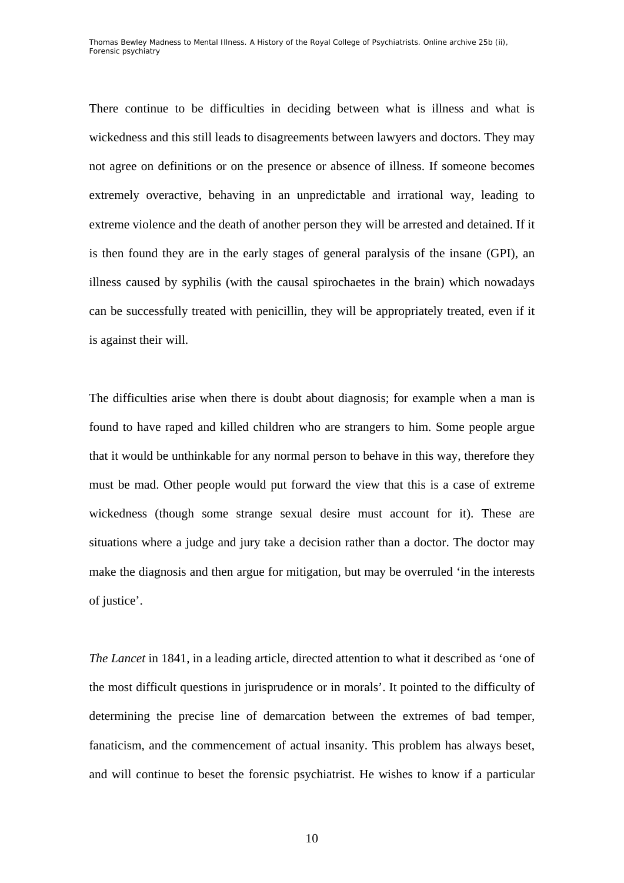There continue to be difficulties in deciding between what is illness and what is wickedness and this still leads to disagreements between lawyers and doctors. They may not agree on definitions or on the presence or absence of illness. If someone becomes extremely overactive, behaving in an unpredictable and irrational way, leading to extreme violence and the death of another person they will be arrested and detained. If it is then found they are in the early stages of general paralysis of the insane (GPI), an illness caused by syphilis (with the causal spirochaetes in the brain) which nowadays can be successfully treated with penicillin, they will be appropriately treated, even if it is against their will.

The difficulties arise when there is doubt about diagnosis; for example when a man is found to have raped and killed children who are strangers to him. Some people argue that it would be unthinkable for any normal person to behave in this way, therefore they must be mad. Other people would put forward the view that this is a case of extreme wickedness (though some strange sexual desire must account for it). These are situations where a judge and jury take a decision rather than a doctor. The doctor may make the diagnosis and then argue for mitigation, but may be overruled 'in the interests of justice'.

*The Lancet* in 1841, in a leading article, directed attention to what it described as 'one of the most difficult questions in jurisprudence or in morals'. It pointed to the difficulty of determining the precise line of demarcation between the extremes of bad temper, fanaticism, and the commencement of actual insanity. This problem has always beset, and will continue to beset the forensic psychiatrist. He wishes to know if a particular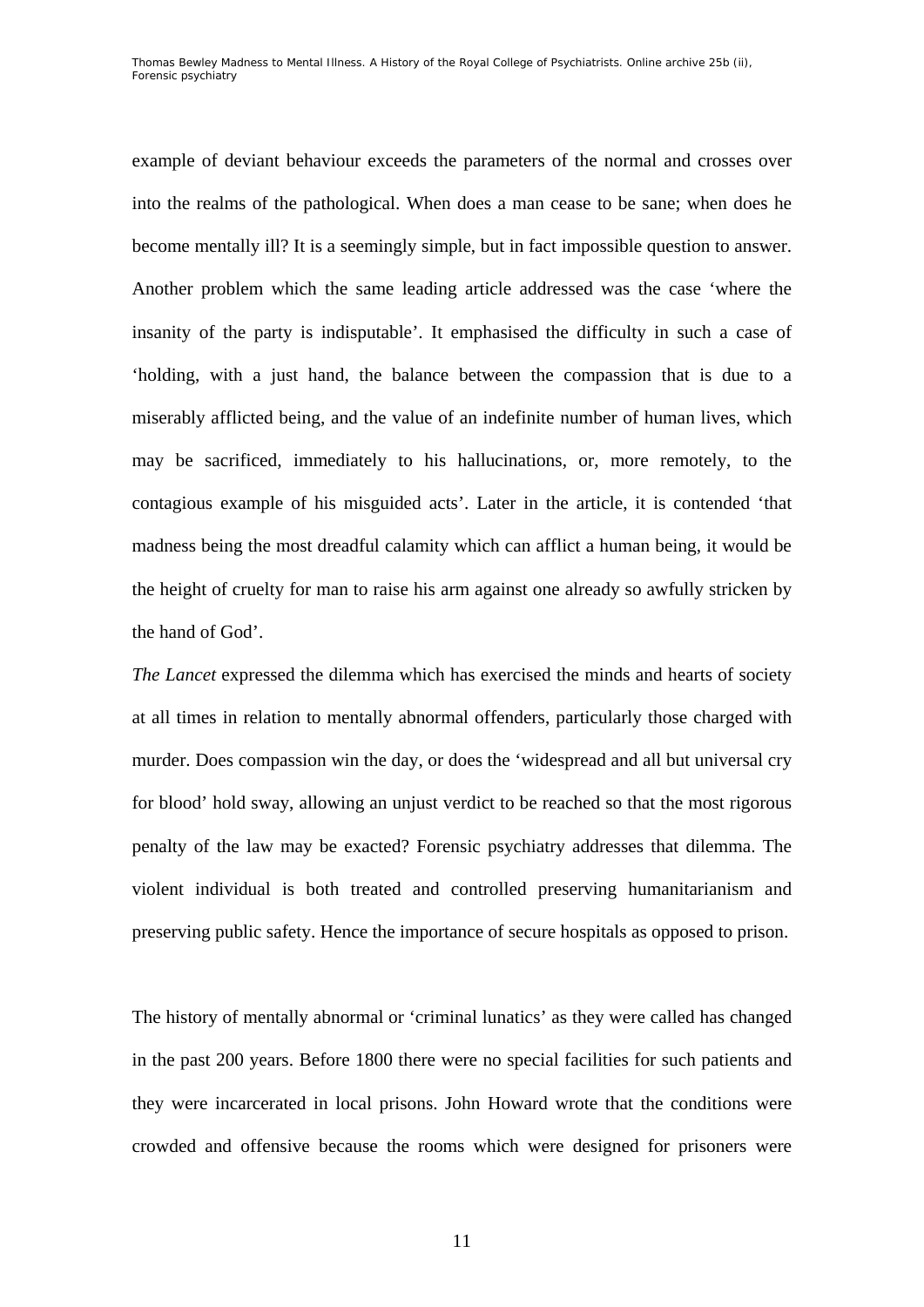example of deviant behaviour exceeds the parameters of the normal and crosses over into the realms of the pathological. When does a man cease to be sane; when does he become mentally ill? It is a seemingly simple, but in fact impossible question to answer. Another problem which the same leading article addressed was the case 'where the insanity of the party is indisputable'. It emphasised the difficulty in such a case of 'holding, with a just hand, the balance between the compassion that is due to a miserably afflicted being, and the value of an indefinite number of human lives, which may be sacrificed, immediately to his hallucinations, or, more remotely, to the contagious example of his misguided acts'. Later in the article, it is contended 'that madness being the most dreadful calamity which can afflict a human being, it would be the height of cruelty for man to raise his arm against one already so awfully stricken by the hand of God'.

*The Lancet* expressed the dilemma which has exercised the minds and hearts of society at all times in relation to mentally abnormal offenders, particularly those charged with murder. Does compassion win the day, or does the 'widespread and all but universal cry for blood' hold sway, allowing an unjust verdict to be reached so that the most rigorous penalty of the law may be exacted? Forensic psychiatry addresses that dilemma. The violent individual is both treated and controlled preserving humanitarianism and preserving public safety. Hence the importance of secure hospitals as opposed to prison.

The history of mentally abnormal or 'criminal lunatics' as they were called has changed in the past 200 years. Before 1800 there were no special facilities for such patients and they were incarcerated in local prisons. John Howard wrote that the conditions were crowded and offensive because the rooms which were designed for prisoners were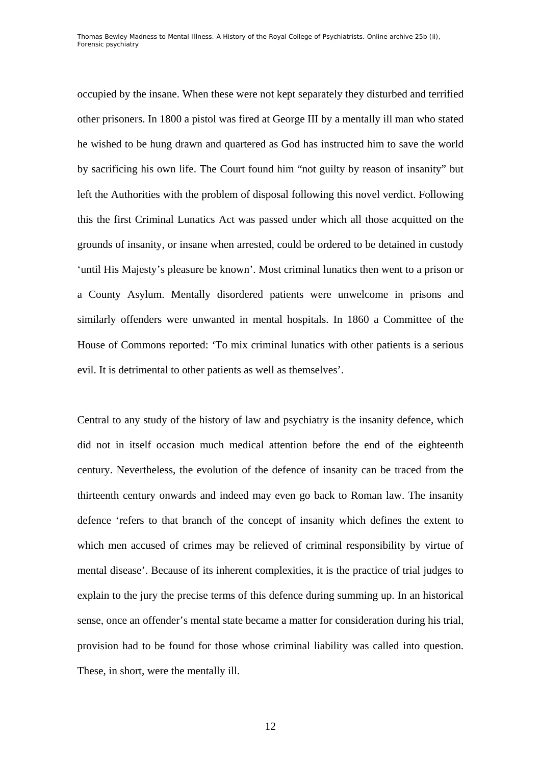occupied by the insane. When these were not kept separately they disturbed and terrified other prisoners. In 1800 a pistol was fired at George III by a mentally ill man who stated he wished to be hung drawn and quartered as God has instructed him to save the world by sacrificing his own life. The Court found him "not guilty by reason of insanity" but left the Authorities with the problem of disposal following this novel verdict. Following this the first Criminal Lunatics Act was passed under which all those acquitted on the grounds of insanity, or insane when arrested, could be ordered to be detained in custody 'until His Majesty's pleasure be known'. Most criminal lunatics then went to a prison or a County Asylum. Mentally disordered patients were unwelcome in prisons and similarly offenders were unwanted in mental hospitals. In 1860 a Committee of the House of Commons reported: 'To mix criminal lunatics with other patients is a serious evil. It is detrimental to other patients as well as themselves'.

Central to any study of the history of law and psychiatry is the insanity defence, which did not in itself occasion much medical attention before the end of the eighteenth century. Nevertheless, the evolution of the defence of insanity can be traced from the thirteenth century onwards and indeed may even go back to Roman law. The insanity defence 'refers to that branch of the concept of insanity which defines the extent to which men accused of crimes may be relieved of criminal responsibility by virtue of mental disease'. Because of its inherent complexities, it is the practice of trial judges to explain to the jury the precise terms of this defence during summing up. In an historical sense, once an offender's mental state became a matter for consideration during his trial, provision had to be found for those whose criminal liability was called into question. These, in short, were the mentally ill.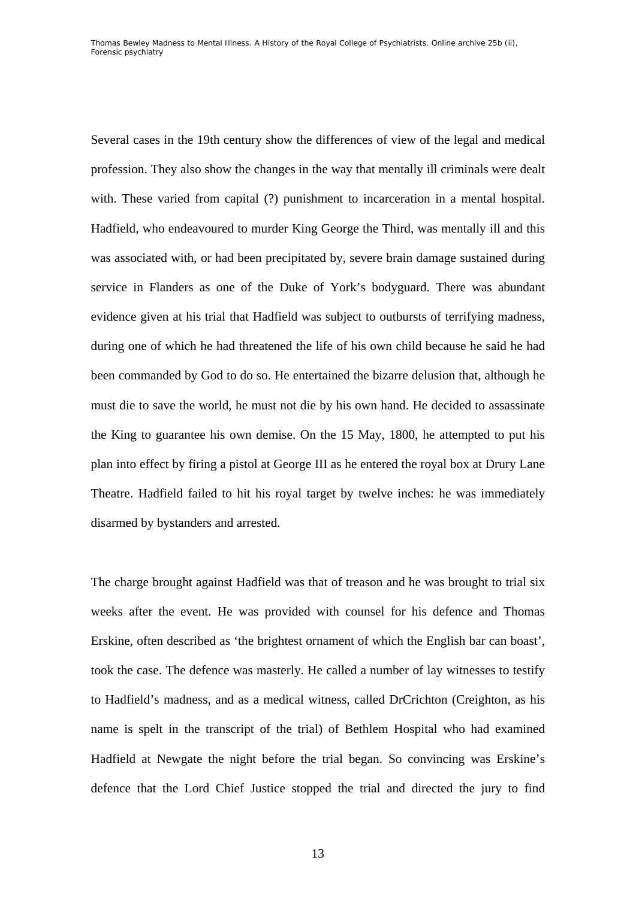Several cases in the 19th century show the differences of view of the legal and medical profession. They also show the changes in the way that mentally ill criminals were dealt with. These varied from capital (?) punishment to incarceration in a mental hospital. Hadfield, who endeavoured to murder King George the Third, was mentally ill and this was associated with, or had been precipitated by, severe brain damage sustained during service in Flanders as one of the Duke of York's bodyguard. There was abundant evidence given at his trial that Hadfield was subject to outbursts of terrifying madness, during one of which he had threatened the life of his own child because he said he had been commanded by God to do so. He entertained the bizarre delusion that, although he must die to save the world, he must not die by his own hand. He decided to assassinate the King to guarantee his own demise. On the 15 May, 1800, he attempted to put his plan into effect by firing a pistol at George III as he entered the royal box at Drury Lane Theatre. Hadfield failed to hit his royal target by twelve inches: he was immediately disarmed by bystanders and arrested.

The charge brought against Hadfield was that of treason and he was brought to trial six weeks after the event. He was provided with counsel for his defence and Thomas Erskine, often described as 'the brightest ornament of which the English bar can boast', took the case. The defence was masterly. He called a number of lay witnesses to testify to Hadfield's madness, and as a medical witness, called DrCrichton (Creighton, as his name is spelt in the transcript of the trial) of Bethlem Hospital who had examined Hadfield at Newgate the night before the trial began. So convincing was Erskine's defence that the Lord Chief Justice stopped the trial and directed the jury to find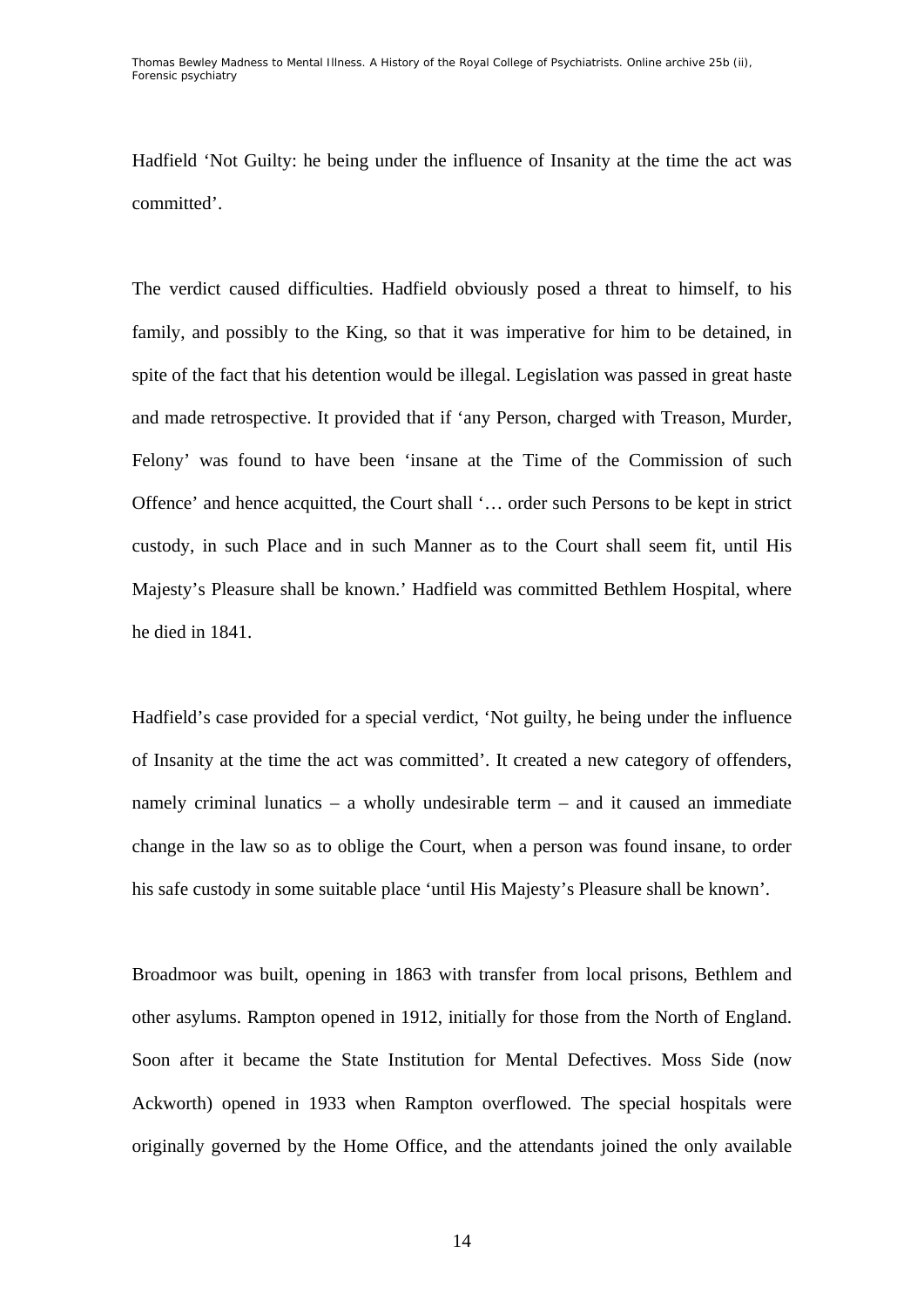Hadfield 'Not Guilty: he being under the influence of Insanity at the time the act was committed'.

The verdict caused difficulties. Hadfield obviously posed a threat to himself, to his family, and possibly to the King, so that it was imperative for him to be detained, in spite of the fact that his detention would be illegal. Legislation was passed in great haste and made retrospective. It provided that if 'any Person, charged with Treason, Murder, Felony' was found to have been 'insane at the Time of the Commission of such Offence' and hence acquitted, the Court shall '… order such Persons to be kept in strict custody, in such Place and in such Manner as to the Court shall seem fit, until His Majesty's Pleasure shall be known.' Hadfield was committed Bethlem Hospital, where he died in 1841.

Hadfield's case provided for a special verdict, 'Not guilty, he being under the influence of Insanity at the time the act was committed'. It created a new category of offenders, namely criminal lunatics – a wholly undesirable term – and it caused an immediate change in the law so as to oblige the Court, when a person was found insane, to order his safe custody in some suitable place 'until His Majesty's Pleasure shall be known'.

Broadmoor was built, opening in 1863 with transfer from local prisons, Bethlem and other asylums. Rampton opened in 1912, initially for those from the North of England. Soon after it became the State Institution for Mental Defectives. Moss Side (now Ackworth) opened in 1933 when Rampton overflowed. The special hospitals were originally governed by the Home Office, and the attendants joined the only available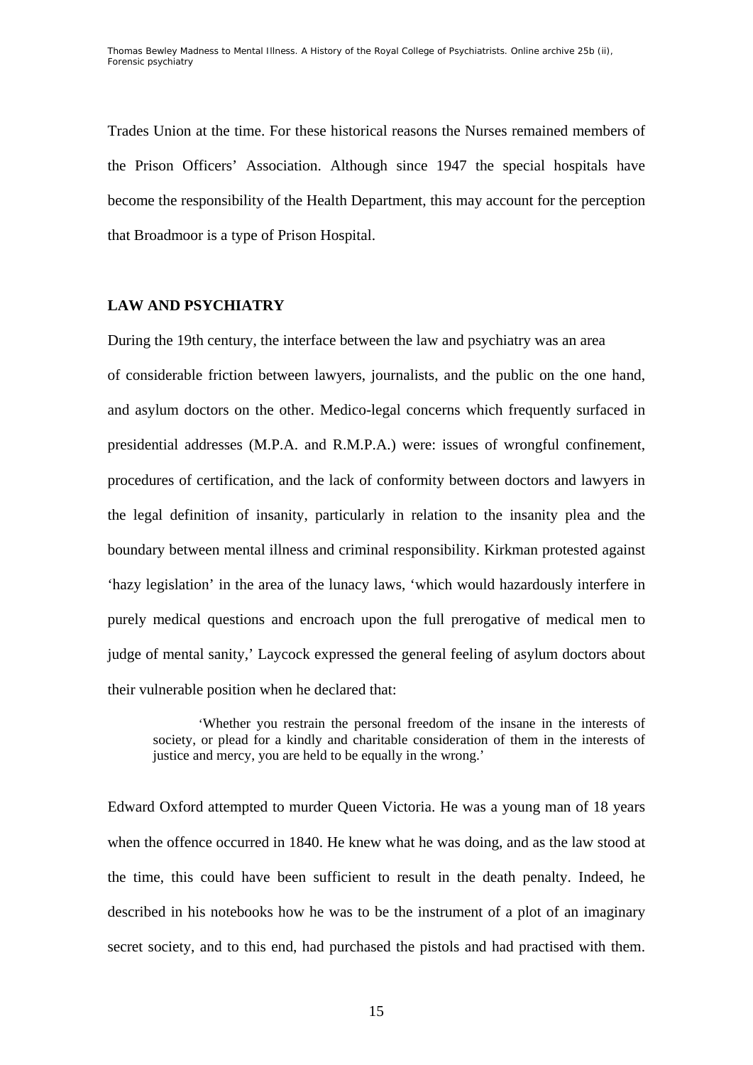Trades Union at the time. For these historical reasons the Nurses remained members of the Prison Officers' Association. Although since 1947 the special hospitals have become the responsibility of the Health Department, this may account for the perception that Broadmoor is a type of Prison Hospital.

## LAW AND PSYCHIATRY

During the 19th century, the interface between the law and psychiatry was an area of considerable friction between lawyers, journalists, and the public on the one hand, and asylum doctors on the other. Medico-legal concerns which frequently surfaced in presidential addresses (M.P.A. and R.M.P.A.) were: issues of wrongful confinement, procedures of certification, and the lack of conformity between doctors and lawyers in the legal definition of insanity, particularly in relation to the insanity plea and the boundary between mental illness and criminal responsibility. Kirkman protested against 'hazy legislation' in the area of the lunacy laws, 'which would hazardously interfere in purely medical questions and encroach upon the full prerogative of medical men to judge of mental sanity,' Laycock expressed the general feeling of asylum doctors about their vulnerable position when he declared that:

> 'Whether you restrain the personal freedom of the insane in the interests of society, or plead for a kindly and charitable consideration of them in the interests of justice and mercy, you are held to be equally in the wrong.'

Edward Oxford attempted to murder Queen Victoria. He was a young man of 18 years when the offence occurred in 1840. He knew what he was doing, and as the law stood at the time, this could have been sufficient to result in the death penalty. Indeed, he described in his notebooks how he was to be the instrument of a plot of an imaginary secret society, and to this end, had purchased the pistols and had practised with them.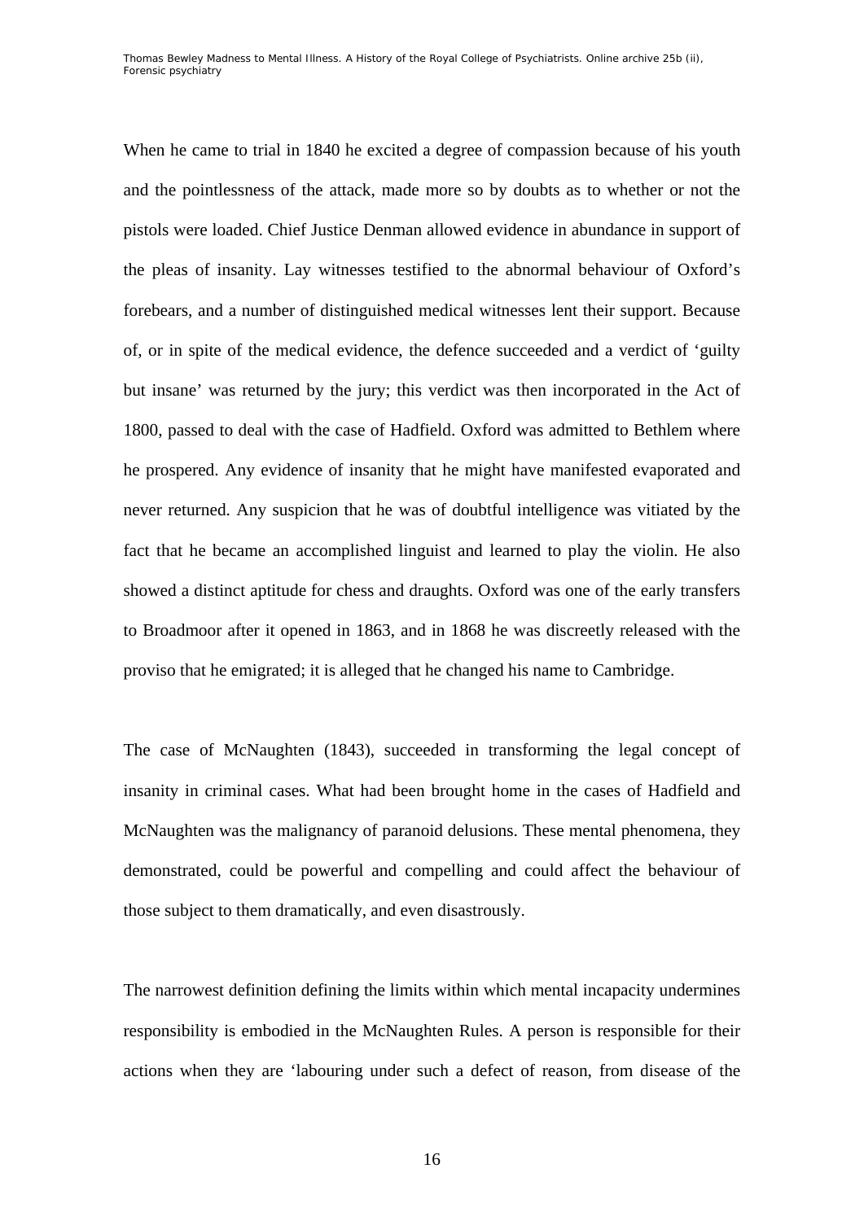When he came to trial in 1840 he excited a degree of compassion because of his youth and the pointlessness of the attack, made more so by doubts as to whether or not the pistols were loaded. Chief Justice Denman allowed evidence in abundance in support of the pleas of insanity. Lay witnesses testified to the abnormal behaviour of Oxford's forebears, and a number of distinguished medical witnesses lent their support. Because of, or in spite of the medical evidence, the defence succeeded and a verdict of 'guilty but insane' was returned by the jury; this verdict was then incorporated in the Act of 1800, passed to deal with the case of Hadfield. Oxford was admitted to Bethlem where he prospered. Any evidence of insanity that he might have manifested evaporated and never returned. Any suspicion that he was of doubtful intelligence was vitiated by the fact that he became an accomplished linguist and learned to play the violin. He also showed a distinct aptitude for chess and draughts. Oxford was one of the early transfers to Broadmoor after it opened in 1863, and in 1868 he was discreetly released with the proviso that he emigrated; it is alleged that he changed his name to Cambridge.

The case of McNaughten (1843), succeeded in transforming the legal concept of insanity in criminal cases. What had been brought home in the cases of Hadfield and McNaughten was the malignancy of paranoid delusions. These mental phenomena, they demonstrated, could be powerful and compelling and could affect the behaviour of those subject to them dramatically, and even disastrously.

The narrowest definition defining the limits within which mental incapacity undermines responsibility is embodied in the McNaughten Rules. A person is responsible for their actions when they are 'labouring under such a defect of reason, from disease of the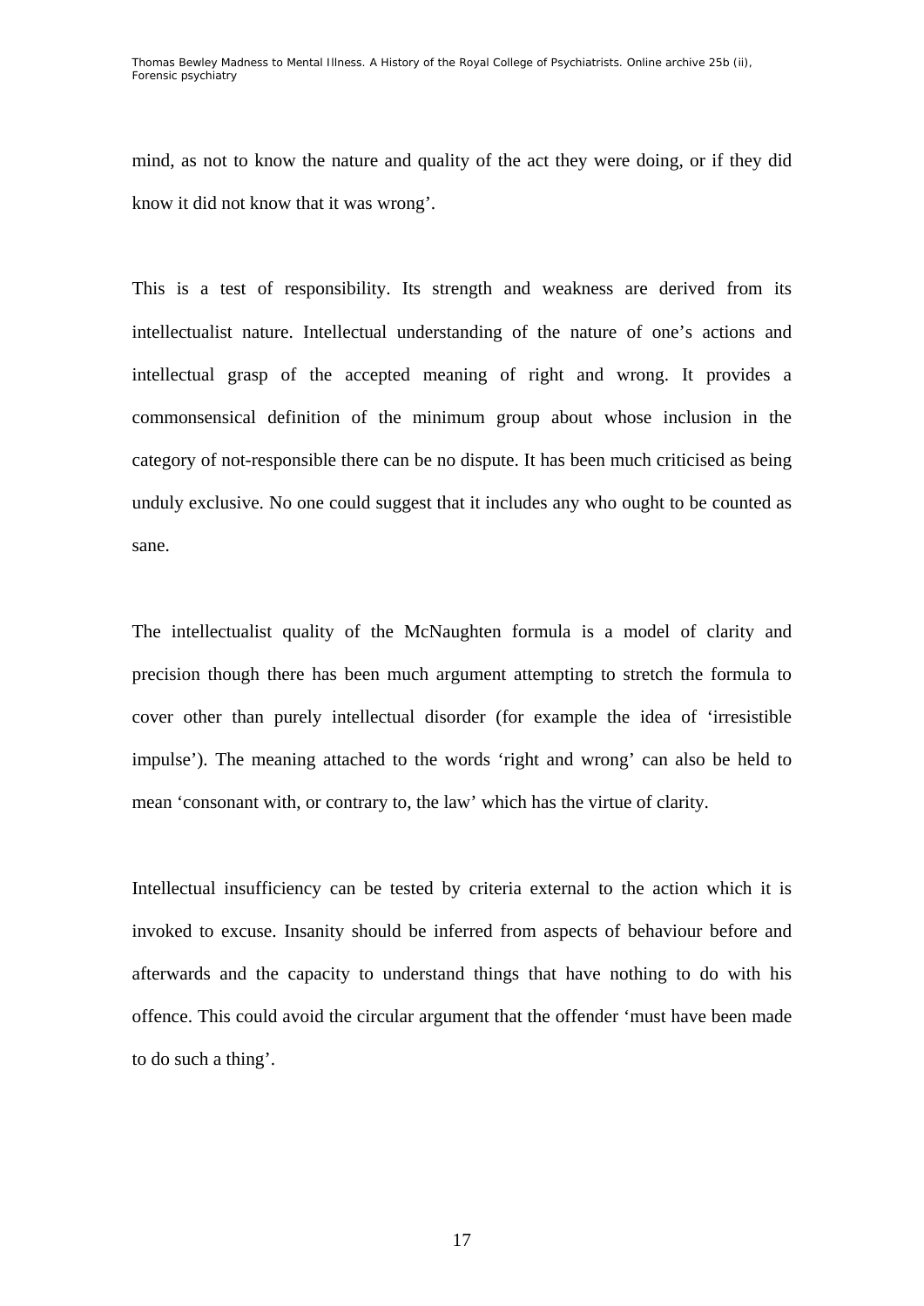mind, as not to know the nature and quality of the act they were doing, or if they did know it did not know that it was wrong'.

This is a test of responsibility. Its strength and weakness are derived from its intellectualist nature. Intellectual understanding of the nature of one's actions and intellectual grasp of the accepted meaning of right and wrong. It provides a commonsensical definition of the minimum group about whose inclusion in the category of not-responsible there can be no dispute. It has been much criticised as being unduly exclusive. No one could suggest that it includes any who ought to be counted as sane.

The intellectualist quality of the McNaughten formula is a model of clarity and precision though there has been much argument attempting to stretch the formula to cover other than purely intellectual disorder (for example the idea of 'irresistible impulse'). The meaning attached to the words 'right and wrong' can also be held to mean 'consonant with, or contrary to, the law' which has the virtue of clarity.

Intellectual insufficiency can be tested by criteria external to the action which it is invoked to excuse. Insanity should be inferred from aspects of behaviour before and afterwards and the capacity to understand things that have nothing to do with his offence. This could avoid the circular argument that the offender 'must have been made to do such a thing'.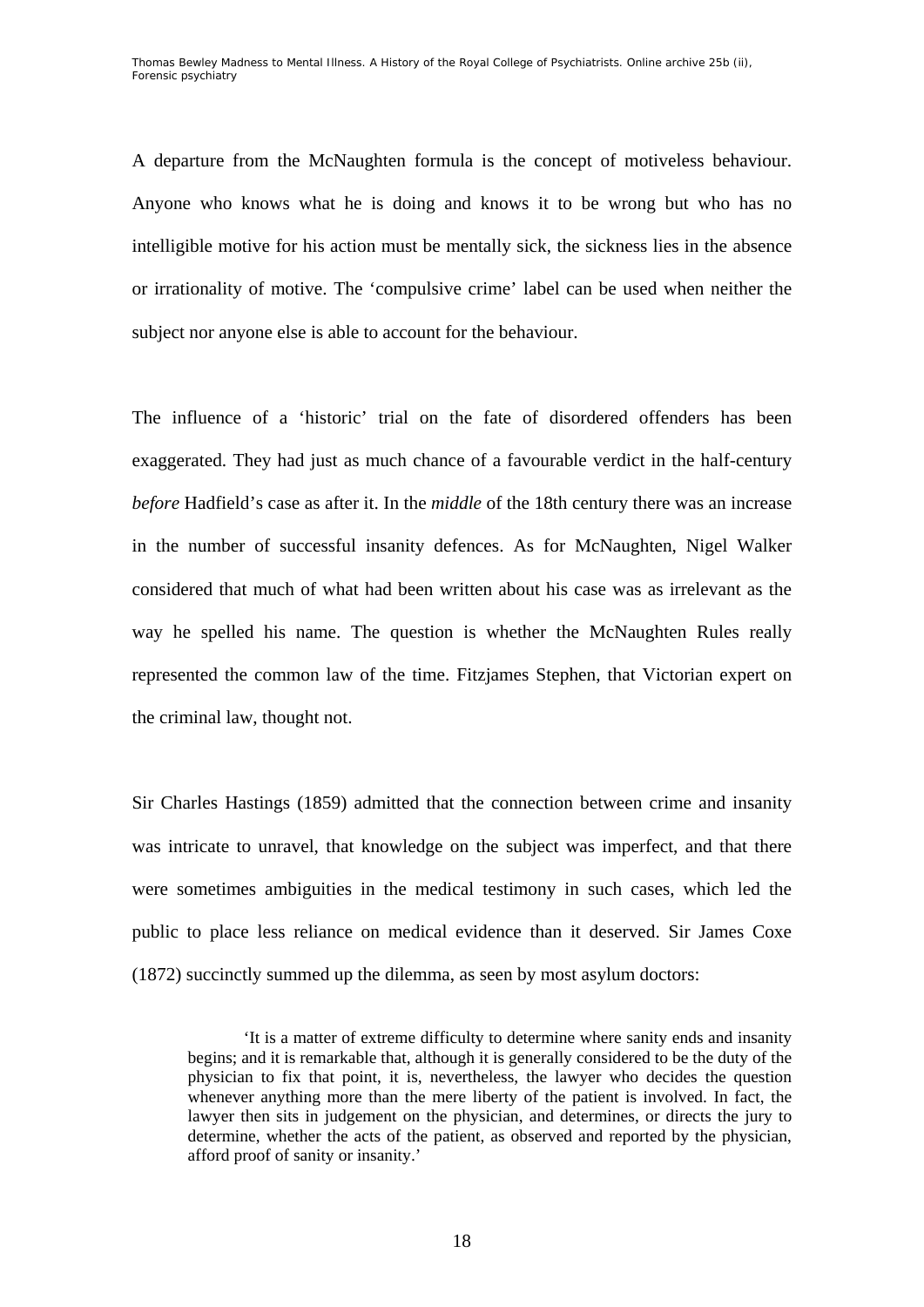A departure from the McNaughten formula is the concept of motiveless behaviour. Anyone who knows what he is doing and knows it to be wrong but who has no intelligible motive for his action must be mentally sick, the sickness lies in the absence or irrationality of motive. The 'compulsive crime' label can be used when neither the subject nor anyone else is able to account for the behaviour.

The influence of a 'historic' trial on the fate of disordered offenders has been exaggerated. They had just as much chance of a favourable verdict in the half-century *before* Hadfield's case as after it. In the *middle* of the 18th century there was an increase in the number of successful insanity defences. As for McNaughten, Nigel Walker considered that much of what had been written about his case was as irrelevant as the way he spelled his name. The question is whether the McNaughten Rules really represented the common law of the time. Fitzjames Stephen, that Victorian expert on the criminal law, thought not.

Sir Charles Hastings (1859) admitted that the connection between crime and insanity was intricate to unravel, that knowledge on the subject was imperfect, and that there were sometimes ambiguities in the medical testimony in such cases, which led the public to place less reliance on medical evidence than it deserved. Sir James Coxe (1872) succinctly summed up the dilemma, as seen by most asylum doctors:

> 'It is a matter of extreme difficulty to determine where sanity ends and insanity begins; and it is remarkable that, although it is generally considered to be the duty of the physician to fix that point, it is, nevertheless, the lawyer who decides the question whenever anything more than the mere liberty of the patient is involved. In fact, the lawyer then sits in judgement on the physician, and determines, or directs the jury to determine, whether the acts of the patient, as observed and reported by the physician, afford proof of sanity or insanity.'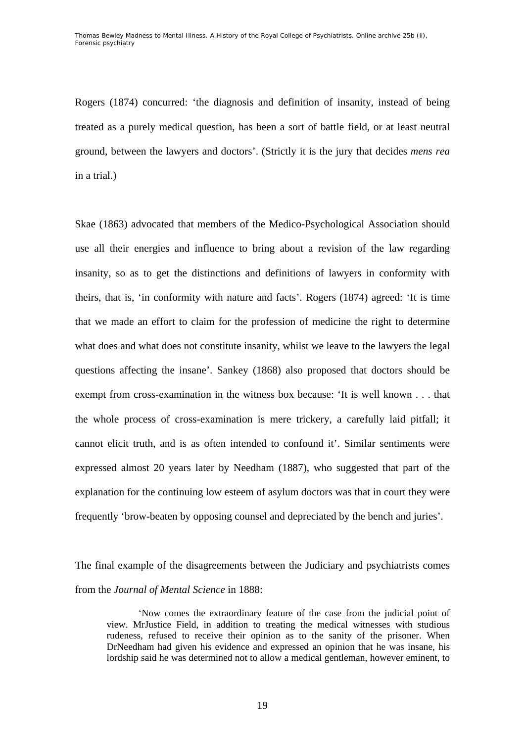Rogers (1874) concurred: ‘the diagnosis and definition of insanity, instead of being treated as a purely medical question, has been a sort of battle field, or at least neutral ground, between the lawyers and doctors’. (Strictly it is the jury that decides *mens rea* in a trial.)

Skae (1863) advocated that members of the Medico-Psychological Association should use all their energies and influence to bring about a revision of the law regarding insanity, so as to get the distinctions and definitions of lawyers in conformity with theirs, that is, ‘in conformity with nature and facts’. Rogers (1874) agreed: ‘It is time that we made an effort to claim for the profession of medicine the right to determine what does and what does not constitute insanity, whilst we leave to the lawyers the legal questions affecting the insane’. Sankey (1868) also proposed that doctors should be exempt from cross-examination in the witness box because: ‘It is well known . . . that the whole process of cross-examination is mere trickery, a carefully laid pitfall; it cannot elicit truth, and is as often intended to confound it’. Similar sentiments were expressed almost 20 years later by Needham (1887), who suggested that part of the explanation for the continuing low esteem of asylum doctors was that in court they were frequently ‘brow-beaten by opposing counsel and depreciated by the bench and juries’.

The final example of the disagreements between the Judiciary and psychiatrists comes from the *Journal of Mental Science* in 1888:

> ‘Now comes the extraordinary feature of the case from the judicial point of view. MrJustice Field, in addition to treating the medical witnesses with studious rudeness, refused to receive their opinion as to the sanity of the prisoner. When DrNeedham had given his evidence and expressed an opinion that he was insane, his lordship said he was determined not to allow a medical gentleman, however eminent, to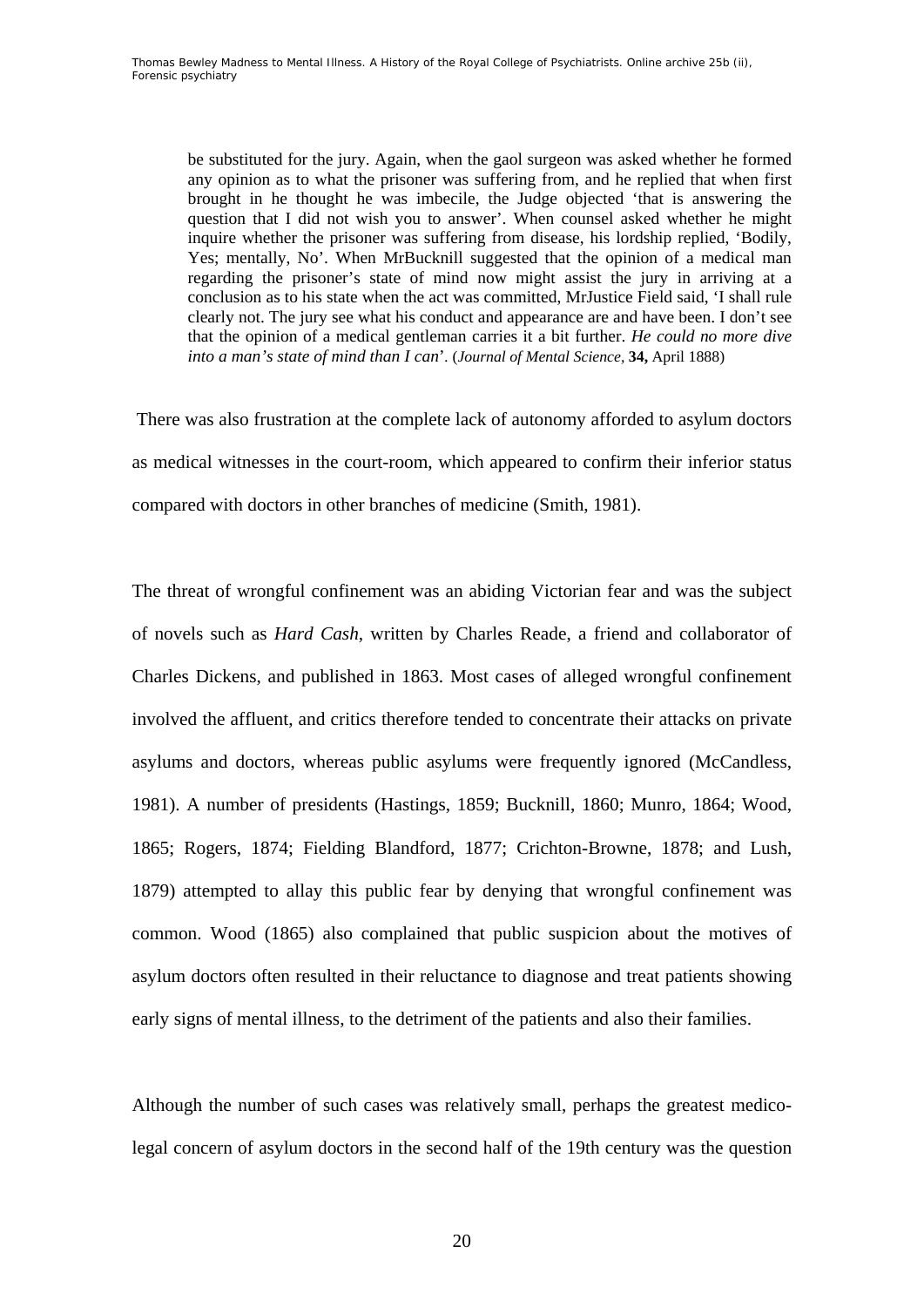> be substituted for the jury. Again, when the gaol surgeon was asked whether he formed any opinion as to what the prisoner was suffering from, and he replied that when first brought in he thought he was imbecile, the Judge objected 'that is answering the question that I did not wish you to answer'. When counsel asked whether he might inquire whether the prisoner was suffering from disease, his lordship replied, 'Bodily, Yes; mentally, No'. When MrBucknill suggested that the opinion of a medical man regarding the prisoner's state of mind now might assist the jury in arriving at a conclusion as to his state when the act was committed, MrJustice Field said, 'I shall rule clearly not. The jury see what his conduct and appearance are and have been. I don't see that the opinion of a medical gentleman carries it a bit further. *He could no more dive into a man's state of mind than I can*'. (*Journal of Mental Science*, **34,** April 1888)

There was also frustration at the complete lack of autonomy afforded to asylum doctors as medical witnesses in the court-room, which appeared to confirm their inferior status compared with doctors in other branches of medicine (Smith, 1981).

The threat of wrongful confinement was an abiding Victorian fear and was the subject of novels such as *Hard Cash*, written by Charles Reade, a friend and collaborator of Charles Dickens, and published in 1863. Most cases of alleged wrongful confinement involved the affluent, and critics therefore tended to concentrate their attacks on private asylums and doctors, whereas public asylums were frequently ignored (McCandless, 1981). A number of presidents (Hastings, 1859; Bucknill, 1860; Munro, 1864; Wood, 1865; Rogers, 1874; Fielding Blandford, 1877; Crichton-Browne, 1878; and Lush, 1879) attempted to allay this public fear by denying that wrongful confinement was common. Wood (1865) also complained that public suspicion about the motives of asylum doctors often resulted in their reluctance to diagnose and treat patients showing early signs of mental illness, to the detriment of the patients and also their families.

Although the number of such cases was relatively small, perhaps the greatest medico-legal concern of asylum doctors in the second half of the 19th century was the question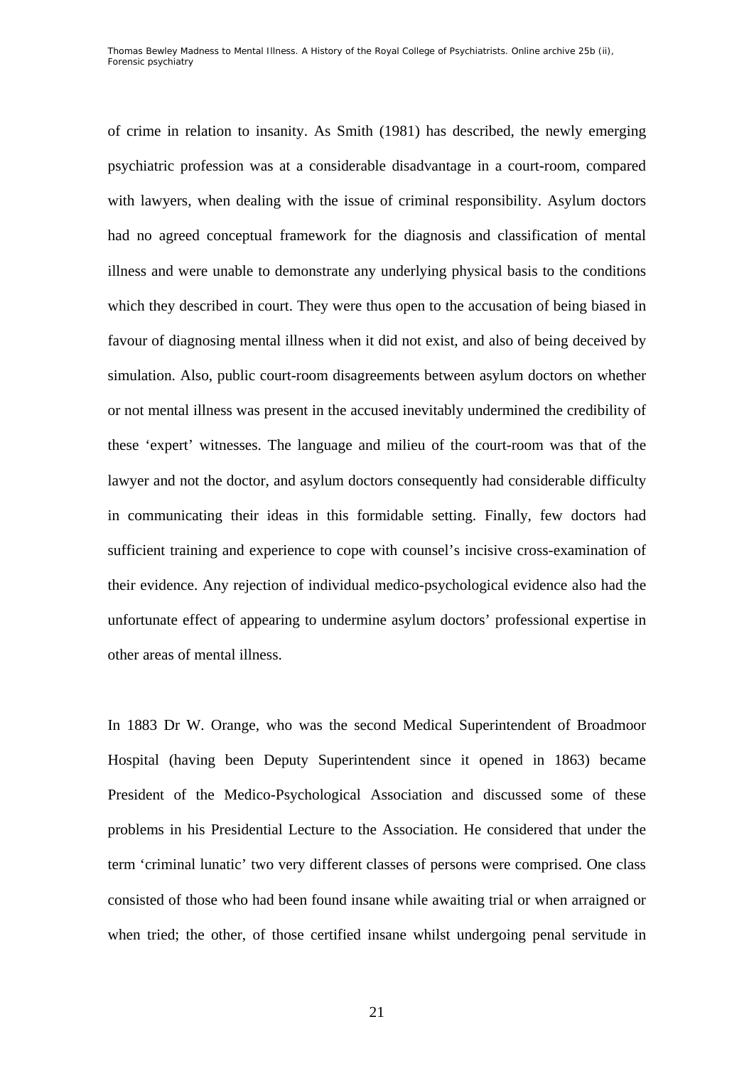of crime in relation to insanity. As Smith (1981) has described, the newly emerging psychiatric profession was at a considerable disadvantage in a court-room, compared with lawyers, when dealing with the issue of criminal responsibility. Asylum doctors had no agreed conceptual framework for the diagnosis and classification of mental illness and were unable to demonstrate any underlying physical basis to the conditions which they described in court. They were thus open to the accusation of being biased in favour of diagnosing mental illness when it did not exist, and also of being deceived by simulation. Also, public court-room disagreements between asylum doctors on whether or not mental illness was present in the accused inevitably undermined the credibility of these 'expert' witnesses. The language and milieu of the court-room was that of the lawyer and not the doctor, and asylum doctors consequently had considerable difficulty in communicating their ideas in this formidable setting. Finally, few doctors had sufficient training and experience to cope with counsel's incisive cross-examination of their evidence. Any rejection of individual medico-psychological evidence also had the unfortunate effect of appearing to undermine asylum doctors' professional expertise in other areas of mental illness.

In 1883 Dr W. Orange, who was the second Medical Superintendent of Broadmoor Hospital (having been Deputy Superintendent since it opened in 1863) became President of the Medico-Psychological Association and discussed some of these problems in his Presidential Lecture to the Association. He considered that under the term 'criminal lunatic' two very different classes of persons were comprised. One class consisted of those who had been found insane while awaiting trial or when arraigned or when tried; the other, of those certified insane whilst undergoing penal servitude in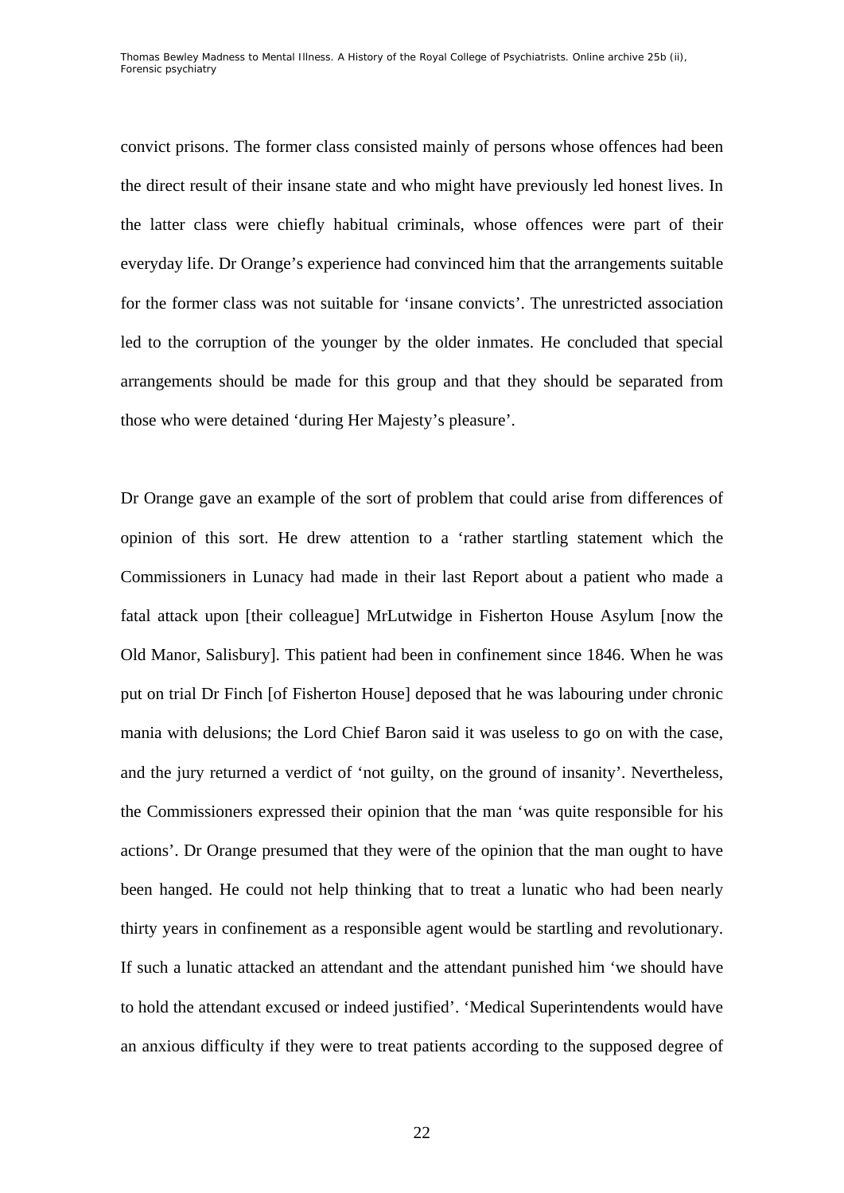convict prisons. The former class consisted mainly of persons whose offences had been the direct result of their insane state and who might have previously led honest lives. In the latter class were chiefly habitual criminals, whose offences were part of their everyday life. Dr Orange's experience had convinced him that the arrangements suitable for the former class was not suitable for 'insane convicts'. The unrestricted association led to the corruption of the younger by the older inmates. He concluded that special arrangements should be made for this group and that they should be separated from those who were detained 'during Her Majesty's pleasure'.

Dr Orange gave an example of the sort of problem that could arise from differences of opinion of this sort. He drew attention to a 'rather startling statement which the Commissioners in Lunacy had made in their last Report about a patient who made a fatal attack upon [their colleague] MrLutwidge in Fisherton House Asylum [now the Old Manor, Salisbury]. This patient had been in confinement since 1846. When he was put on trial Dr Finch [of Fisherton House] deposed that he was labouring under chronic mania with delusions; the Lord Chief Baron said it was useless to go on with the case, and the jury returned a verdict of 'not guilty, on the ground of insanity'. Nevertheless, the Commissioners expressed their opinion that the man 'was quite responsible for his actions'. Dr Orange presumed that they were of the opinion that the man ought to have been hanged. He could not help thinking that to treat a lunatic who had been nearly thirty years in confinement as a responsible agent would be startling and revolutionary. If such a lunatic attacked an attendant and the attendant punished him 'we should have to hold the attendant excused or indeed justified'. 'Medical Superintendents would have an anxious difficulty if they were to treat patients according to the supposed degree of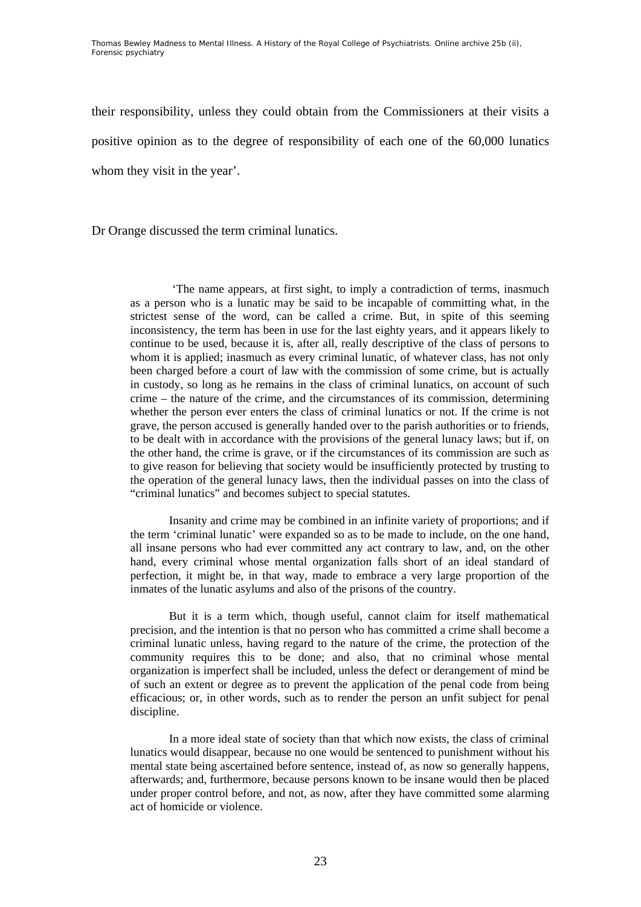their responsibility, unless they could obtain from the Commissioners at their visits a positive opinion as to the degree of responsibility of each one of the 60,000 lunatics whom they visit in the year'.

Dr Orange discussed the term criminal lunatics.

> 'The name appears, at first sight, to imply a contradiction of terms, inasmuch as a person who is a lunatic may be said to be incapable of committing what, in the strictest sense of the word, can be called a crime. But, in spite of this seeming inconsistency, the term has been in use for the last eighty years, and it appears likely to continue to be used, because it is, after all, really descriptive of the class of persons to whom it is applied; inasmuch as every criminal lunatic, of whatever class, has not only been charged before a court of law with the commission of some crime, but is actually in custody, so long as he remains in the class of criminal lunatics, on account of such crime – the nature of the crime, and the circumstances of its commission, determining whether the person ever enters the class of criminal lunatics or not. If the crime is not grave, the person accused is generally handed over to the parish authorities or to friends, to be dealt with in accordance with the provisions of the general lunacy laws; but if, on the other hand, the crime is grave, or if the circumstances of its commission are such as to give reason for believing that society would be insufficiently protected by trusting to the operation of the general lunacy laws, then the individual passes on into the class of "criminal lunatics" and becomes subject to special statutes.
>
> Insanity and crime may be combined in an infinite variety of proportions; and if the term 'criminal lunatic' were expanded so as to be made to include, on the one hand, all insane persons who had ever committed any act contrary to law, and, on the other hand, every criminal whose mental organization falls short of an ideal standard of perfection, it might be, in that way, made to embrace a very large proportion of the inmates of the lunatic asylums and also of the prisons of the country.
>
> But it is a term which, though useful, cannot claim for itself mathematical precision, and the intention is that no person who has committed a crime shall become a criminal lunatic unless, having regard to the nature of the crime, the protection of the community requires this to be done; and also, that no criminal whose mental organization is imperfect shall be included, unless the defect or derangement of mind be of such an extent or degree as to prevent the application of the penal code from being efficacious; or, in other words, such as to render the person an unfit subject for penal discipline.
>
> In a more ideal state of society than that which now exists, the class of criminal lunatics would disappear, because no one would be sentenced to punishment without his mental state being ascertained before sentence, instead of, as now so generally happens, afterwards; and, furthermore, because persons known to be insane would then be placed under proper control before, and not, as now, after they have committed some alarming act of homicide or violence.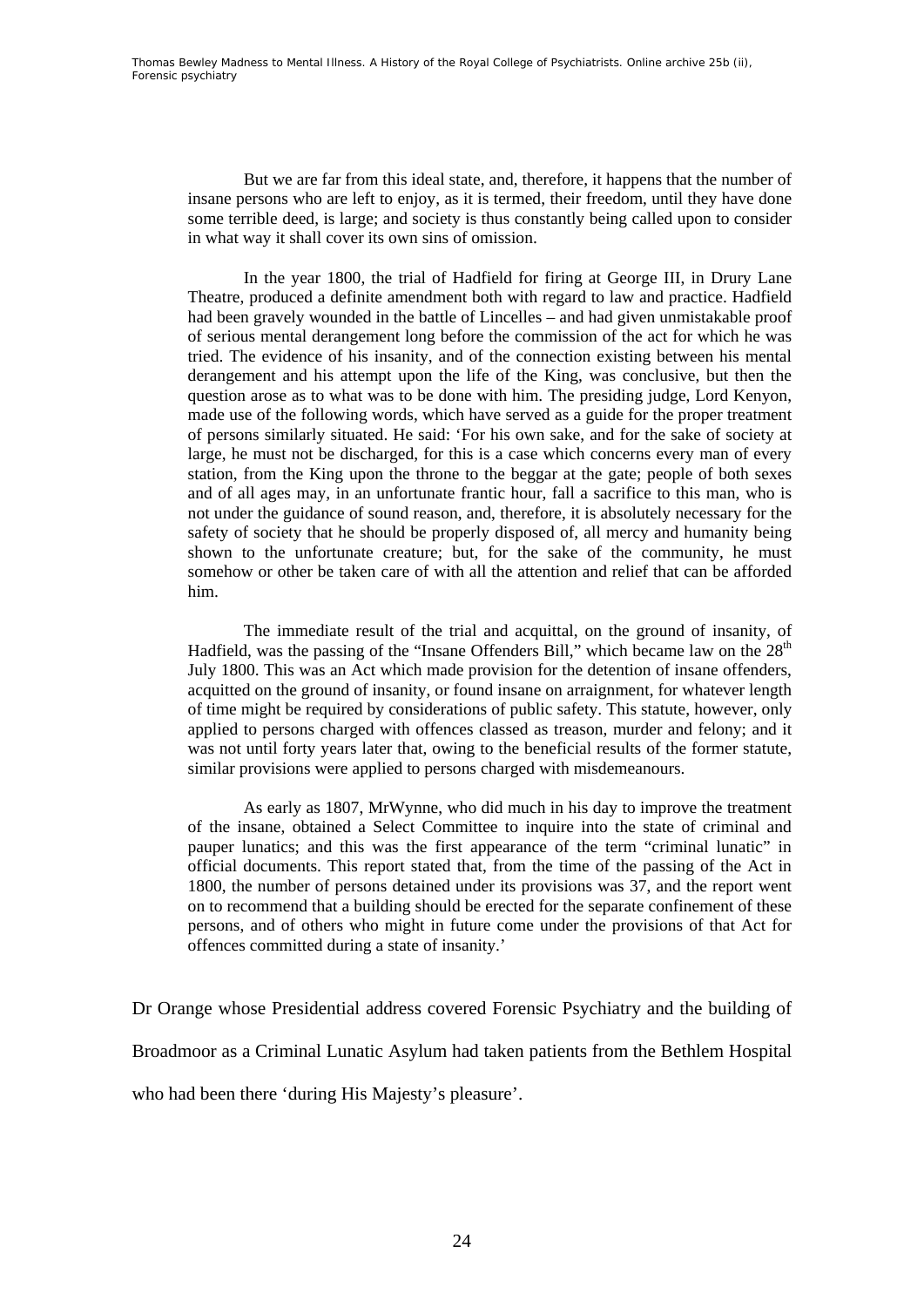But we are far from this ideal state, and, therefore, it happens that the number of insane persons who are left to enjoy, as it is termed, their freedom, until they have done some terrible deed, is large; and society is thus constantly being called upon to consider in what way it shall cover its own sins of omission.

In the year 1800, the trial of Hadfield for firing at George III, in Drury Lane Theatre, produced a definite amendment both with regard to law and practice. Hadfield had been gravely wounded in the battle of Lincelles – and had given unmistakable proof of serious mental derangement long before the commission of the act for which he was tried. The evidence of his insanity, and of the connection existing between his mental derangement and his attempt upon the life of the King, was conclusive, but then the question arose as to what was to be done with him. The presiding judge, Lord Kenyon, made use of the following words, which have served as a guide for the proper treatment of persons similarly situated. He said: 'For his own sake, and for the sake of society at large, he must not be discharged, for this is a case which concerns every man of every station, from the King upon the throne to the beggar at the gate; people of both sexes and of all ages may, in an unfortunate frantic hour, fall a sacrifice to this man, who is not under the guidance of sound reason, and, therefore, it is absolutely necessary for the safety of society that he should be properly disposed of, all mercy and humanity being shown to the unfortunate creature; but, for the sake of the community, he must somehow or other be taken care of with all the attention and relief that can be afforded him.

The immediate result of the trial and acquittal, on the ground of insanity, of Hadfield, was the passing of the "Insane Offenders Bill," which became law on the 28th July 1800. This was an Act which made provision for the detention of insane offenders, acquitted on the ground of insanity, or found insane on arraignment, for whatever length of time might be required by considerations of public safety. This statute, however, only applied to persons charged with offences classed as treason, murder and felony; and it was not until forty years later that, owing to the beneficial results of the former statute, similar provisions were applied to persons charged with misdemeanours.

As early as 1807, MrWynne, who did much in his day to improve the treatment of the insane, obtained a Select Committee to inquire into the state of criminal and pauper lunatics; and this was the first appearance of the term "criminal lunatic" in official documents. This report stated that, from the time of the passing of the Act in 1800, the number of persons detained under its provisions was 37, and the report went on to recommend that a building should be erected for the separate confinement of these persons, and of others who might in future come under the provisions of that Act for offences committed during a state of insanity.'

Dr Orange whose Presidential address covered Forensic Psychiatry and the building of Broadmoor as a Criminal Lunatic Asylum had taken patients from the Bethlem Hospital who had been there 'during His Majesty's pleasure'.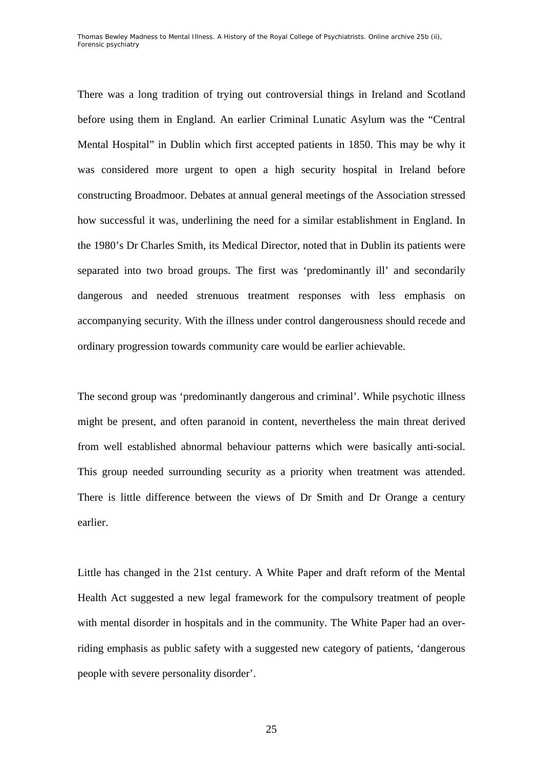There was a long tradition of trying out controversial things in Ireland and Scotland before using them in England. An earlier Criminal Lunatic Asylum was the "Central Mental Hospital" in Dublin which first accepted patients in 1850. This may be why it was considered more urgent to open a high security hospital in Ireland before constructing Broadmoor. Debates at annual general meetings of the Association stressed how successful it was, underlining the need for a similar establishment in England. In the 1980's Dr Charles Smith, its Medical Director, noted that in Dublin its patients were separated into two broad groups. The first was 'predominantly ill' and secondarily dangerous and needed strenuous treatment responses with less emphasis on accompanying security. With the illness under control dangerousness should recede and ordinary progression towards community care would be earlier achievable.

The second group was 'predominantly dangerous and criminal'. While psychotic illness might be present, and often paranoid in content, nevertheless the main threat derived from well established abnormal behaviour patterns which were basically anti-social. This group needed surrounding security as a priority when treatment was attended. There is little difference between the views of Dr Smith and Dr Orange a century earlier.

Little has changed in the 21st century. A White Paper and draft reform of the Mental Health Act suggested a new legal framework for the compulsory treatment of people with mental disorder in hospitals and in the community. The White Paper had an over-riding emphasis as public safety with a suggested new category of patients, 'dangerous people with severe personality disorder'.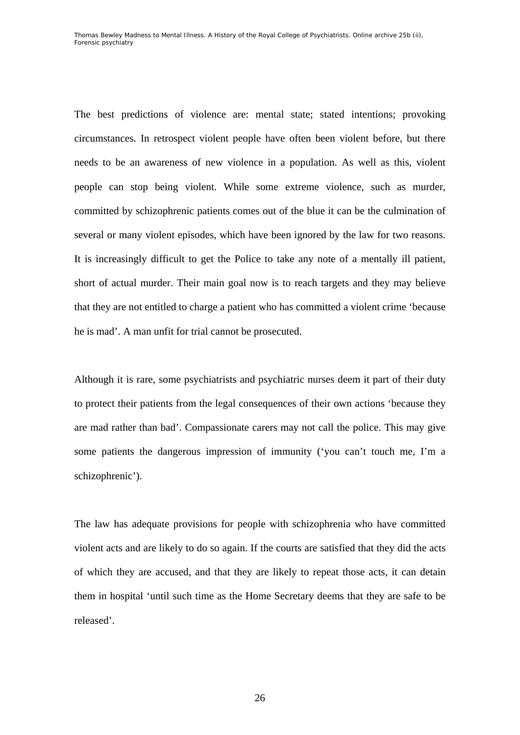The best predictions of violence are: mental state; stated intentions; provoking circumstances. In retrospect violent people have often been violent before, but there needs to be an awareness of new violence in a population. As well as this, violent people can stop being violent. While some extreme violence, such as murder, committed by schizophrenic patients comes out of the blue it can be the culmination of several or many violent episodes, which have been ignored by the law for two reasons. It is increasingly difficult to get the Police to take any note of a mentally ill patient, short of actual murder. Their main goal now is to reach targets and they may believe that they are not entitled to charge a patient who has committed a violent crime 'because he is mad'. A man unfit for trial cannot be prosecuted.

Although it is rare, some psychiatrists and psychiatric nurses deem it part of their duty to protect their patients from the legal consequences of their own actions 'because they are mad rather than bad'. Compassionate carers may not call the police. This may give some patients the dangerous impression of immunity ('you can't touch me, I'm a schizophrenic').

The law has adequate provisions for people with schizophrenia who have committed violent acts and are likely to do so again. If the courts are satisfied that they did the acts of which they are accused, and that they are likely to repeat those acts, it can detain them in hospital 'until such time as the Home Secretary deems that they are safe to be released'.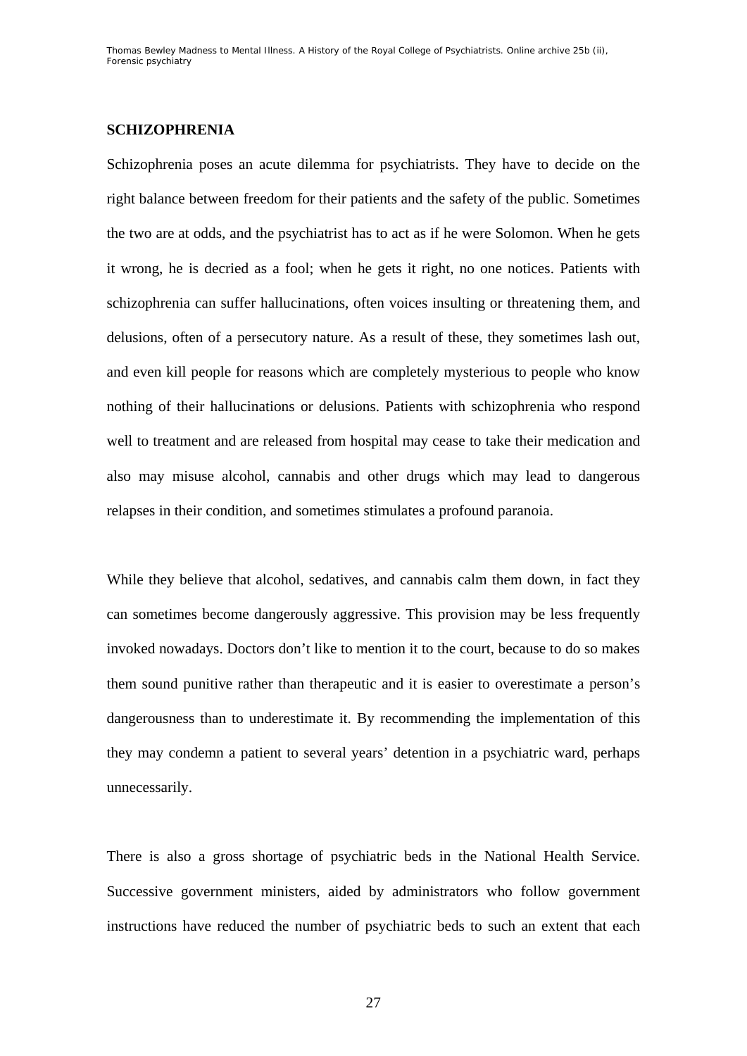## SCHIZOPHRENIA

Schizophrenia poses an acute dilemma for psychiatrists. They have to decide on the right balance between freedom for their patients and the safety of the public. Sometimes the two are at odds, and the psychiatrist has to act as if he were Solomon. When he gets it wrong, he is decried as a fool; when he gets it right, no one notices. Patients with schizophrenia can suffer hallucinations, often voices insulting or threatening them, and delusions, often of a persecutory nature. As a result of these, they sometimes lash out, and even kill people for reasons which are completely mysterious to people who know nothing of their hallucinations or delusions. Patients with schizophrenia who respond well to treatment and are released from hospital may cease to take their medication and also may misuse alcohol, cannabis and other drugs which may lead to dangerous relapses in their condition, and sometimes stimulates a profound paranoia.

While they believe that alcohol, sedatives, and cannabis calm them down, in fact they can sometimes become dangerously aggressive. This provision may be less frequently invoked nowadays. Doctors don't like to mention it to the court, because to do so makes them sound punitive rather than therapeutic and it is easier to overestimate a person's dangerousness than to underestimate it. By recommending the implementation of this they may condemn a patient to several years' detention in a psychiatric ward, perhaps unnecessarily.

There is also a gross shortage of psychiatric beds in the National Health Service. Successive government ministers, aided by administrators who follow government instructions have reduced the number of psychiatric beds to such an extent that each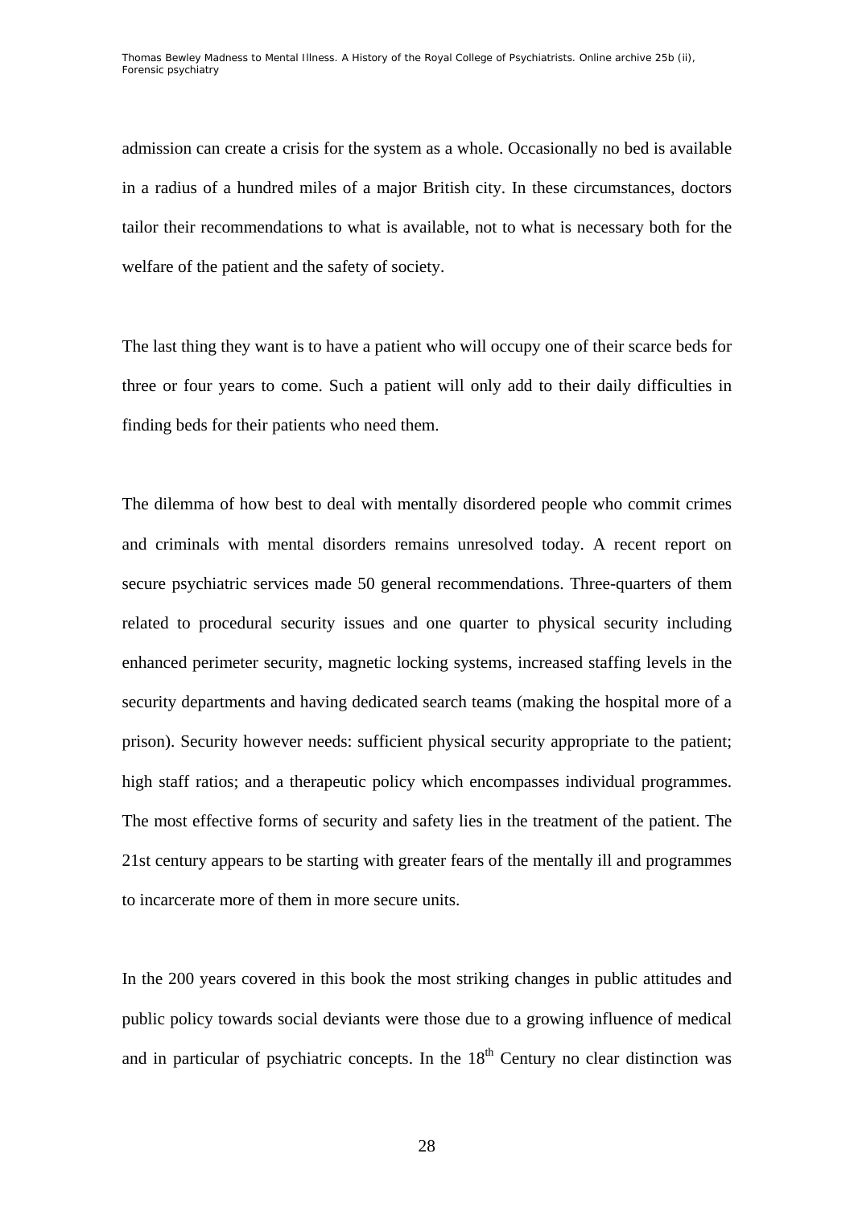admission can create a crisis for the system as a whole. Occasionally no bed is available in a radius of a hundred miles of a major British city. In these circumstances, doctors tailor their recommendations to what is available, not to what is necessary both for the welfare of the patient and the safety of society.

The last thing they want is to have a patient who will occupy one of their scarce beds for three or four years to come. Such a patient will only add to their daily difficulties in finding beds for their patients who need them.

The dilemma of how best to deal with mentally disordered people who commit crimes and criminals with mental disorders remains unresolved today. A recent report on secure psychiatric services made 50 general recommendations. Three-quarters of them related to procedural security issues and one quarter to physical security including enhanced perimeter security, magnetic locking systems, increased staffing levels in the security departments and having dedicated search teams (making the hospital more of a prison). Security however needs: sufficient physical security appropriate to the patient; high staff ratios; and a therapeutic policy which encompasses individual programmes. The most effective forms of security and safety lies in the treatment of the patient. The 21st century appears to be starting with greater fears of the mentally ill and programmes to incarcerate more of them in more secure units.

In the 200 years covered in this book the most striking changes in public attitudes and public policy towards social deviants were those due to a growing influence of medical and in particular of psychiatric concepts. In the 18th Century no clear distinction was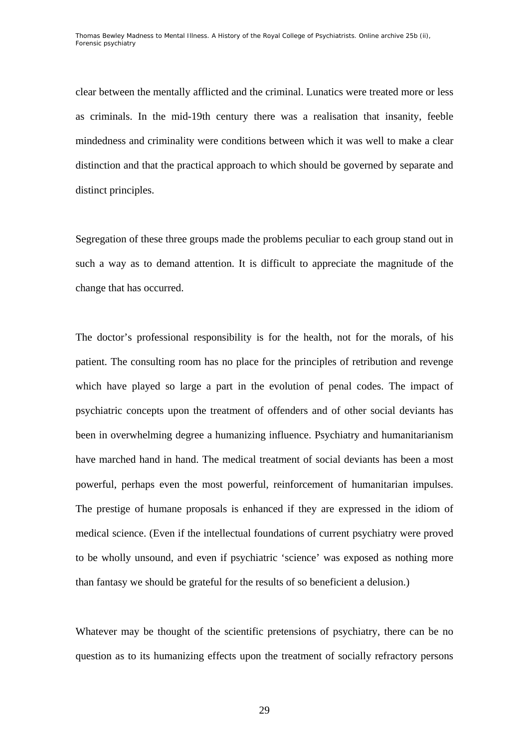clear between the mentally afflicted and the criminal. Lunatics were treated more or less as criminals. In the mid-19th century there was a realisation that insanity, feeble mindedness and criminality were conditions between which it was well to make a clear distinction and that the practical approach to which should be governed by separate and distinct principles.

Segregation of these three groups made the problems peculiar to each group stand out in such a way as to demand attention. It is difficult to appreciate the magnitude of the change that has occurred.

The doctor's professional responsibility is for the health, not for the morals, of his patient. The consulting room has no place for the principles of retribution and revenge which have played so large a part in the evolution of penal codes. The impact of psychiatric concepts upon the treatment of offenders and of other social deviants has been in overwhelming degree a humanizing influence. Psychiatry and humanitarianism have marched hand in hand. The medical treatment of social deviants has been a most powerful, perhaps even the most powerful, reinforcement of humanitarian impulses. The prestige of humane proposals is enhanced if they are expressed in the idiom of medical science. (Even if the intellectual foundations of current psychiatry were proved to be wholly unsound, and even if psychiatric 'science' was exposed as nothing more than fantasy we should be grateful for the results of so beneficient a delusion.)

Whatever may be thought of the scientific pretensions of psychiatry, there can be no question as to its humanizing effects upon the treatment of socially refractory persons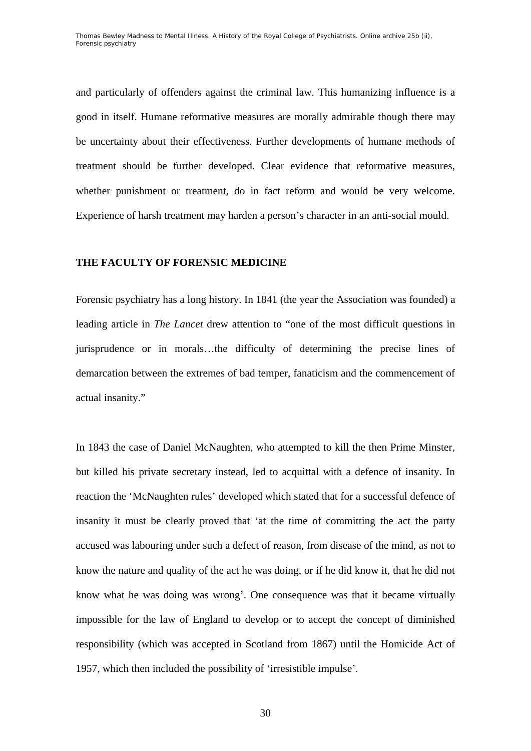and particularly of offenders against the criminal law. This humanizing influence is a good in itself. Humane reformative measures are morally admirable though there may be uncertainty about their effectiveness. Further developments of humane methods of treatment should be further developed. Clear evidence that reformative measures, whether punishment or treatment, do in fact reform and would be very welcome. Experience of harsh treatment may harden a person's character in an anti-social mould.

## THE FACULTY OF FORENSIC MEDICINE

Forensic psychiatry has a long history. In 1841 (the year the Association was founded) a leading article in *The Lancet* drew attention to "one of the most difficult questions in jurisprudence or in morals…the difficulty of determining the precise lines of demarcation between the extremes of bad temper, fanaticism and the commencement of actual insanity."

In 1843 the case of Daniel McNaughten, who attempted to kill the then Prime Minster, but killed his private secretary instead, led to acquittal with a defence of insanity. In reaction the 'McNaughten rules' developed which stated that for a successful defence of insanity it must be clearly proved that 'at the time of committing the act the party accused was labouring under such a defect of reason, from disease of the mind, as not to know the nature and quality of the act he was doing, or if he did know it, that he did not know what he was doing was wrong'. One consequence was that it became virtually impossible for the law of England to develop or to accept the concept of diminished responsibility (which was accepted in Scotland from 1867) until the Homicide Act of 1957, which then included the possibility of 'irresistible impulse'.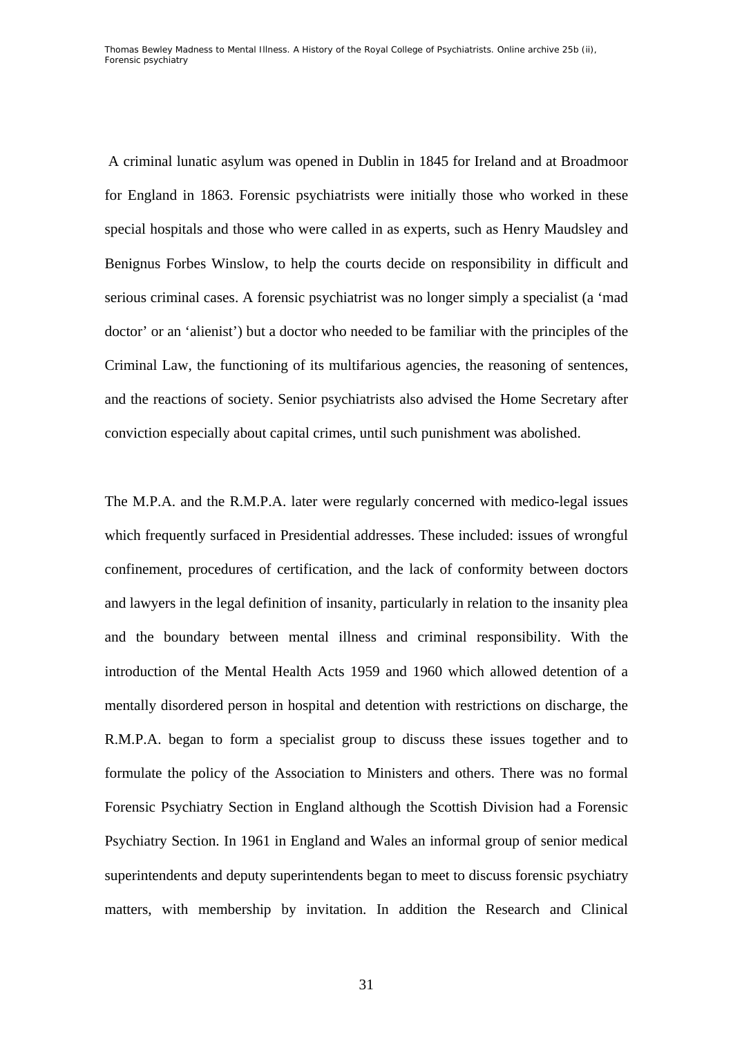A criminal lunatic asylum was opened in Dublin in 1845 for Ireland and at Broadmoor for England in 1863. Forensic psychiatrists were initially those who worked in these special hospitals and those who were called in as experts, such as Henry Maudsley and Benignus Forbes Winslow, to help the courts decide on responsibility in difficult and serious criminal cases. A forensic psychiatrist was no longer simply a specialist (a 'mad doctor' or an 'alienist') but a doctor who needed to be familiar with the principles of the Criminal Law, the functioning of its multifarious agencies, the reasoning of sentences, and the reactions of society. Senior psychiatrists also advised the Home Secretary after conviction especially about capital crimes, until such punishment was abolished.

The M.P.A. and the R.M.P.A. later were regularly concerned with medico-legal issues which frequently surfaced in Presidential addresses. These included: issues of wrongful confinement, procedures of certification, and the lack of conformity between doctors and lawyers in the legal definition of insanity, particularly in relation to the insanity plea and the boundary between mental illness and criminal responsibility. With the introduction of the Mental Health Acts 1959 and 1960 which allowed detention of a mentally disordered person in hospital and detention with restrictions on discharge, the R.M.P.A. began to form a specialist group to discuss these issues together and to formulate the policy of the Association to Ministers and others. There was no formal Forensic Psychiatry Section in England although the Scottish Division had a Forensic Psychiatry Section. In 1961 in England and Wales an informal group of senior medical superintendents and deputy superintendents began to meet to discuss forensic psychiatry matters, with membership by invitation. In addition the Research and Clinical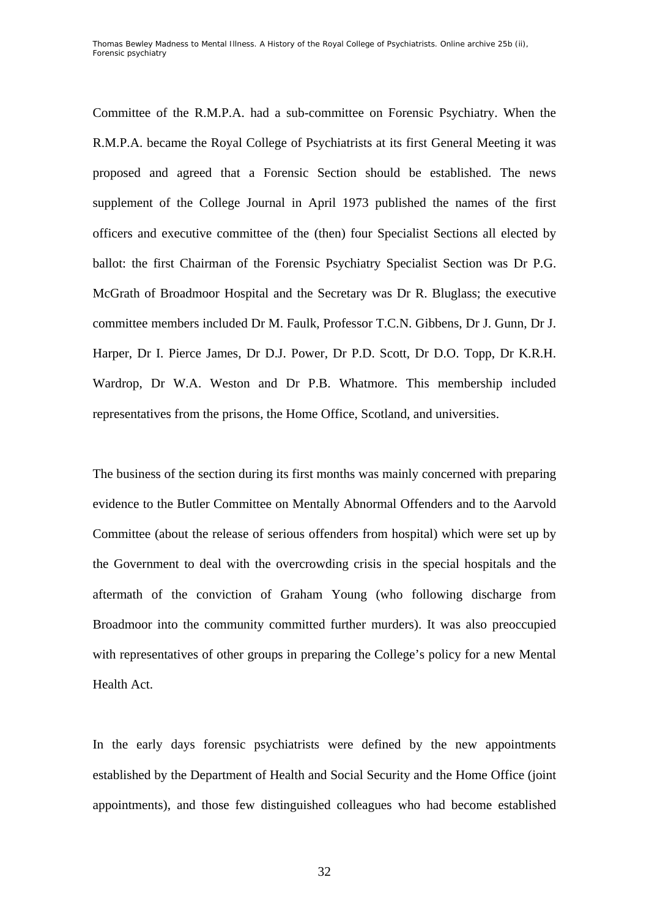Committee of the R.M.P.A. had a sub-committee on Forensic Psychiatry. When the R.M.P.A. became the Royal College of Psychiatrists at its first General Meeting it was proposed and agreed that a Forensic Section should be established. The news supplement of the College Journal in April 1973 published the names of the first officers and executive committee of the (then) four Specialist Sections all elected by ballot: the first Chairman of the Forensic Psychiatry Specialist Section was Dr P.G. McGrath of Broadmoor Hospital and the Secretary was Dr R. Bluglass; the executive committee members included Dr M. Faulk, Professor T.C.N. Gibbens, Dr J. Gunn, Dr J. Harper, Dr I. Pierce James, Dr D.J. Power, Dr P.D. Scott, Dr D.O. Topp, Dr K.R.H. Wardrop, Dr W.A. Weston and Dr P.B. Whatmore. This membership included representatives from the prisons, the Home Office, Scotland, and universities.

The business of the section during its first months was mainly concerned with preparing evidence to the Butler Committee on Mentally Abnormal Offenders and to the Aarvold Committee (about the release of serious offenders from hospital) which were set up by the Government to deal with the overcrowding crisis in the special hospitals and the aftermath of the conviction of Graham Young (who following discharge from Broadmoor into the community committed further murders). It was also preoccupied with representatives of other groups in preparing the College's policy for a new Mental Health Act.

In the early days forensic psychiatrists were defined by the new appointments established by the Department of Health and Social Security and the Home Office (joint appointments), and those few distinguished colleagues who had become established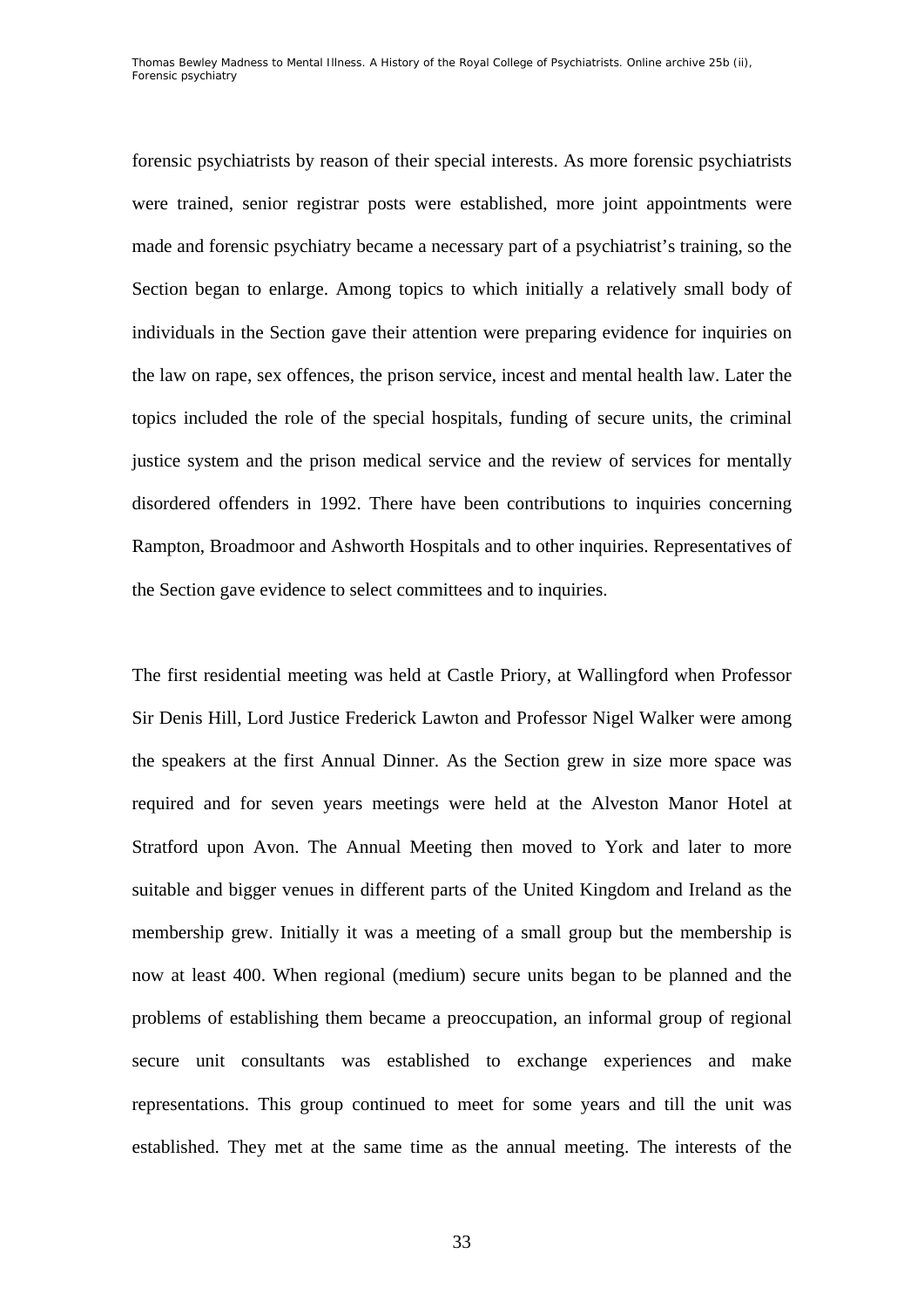forensic psychiatrists by reason of their special interests. As more forensic psychiatrists were trained, senior registrar posts were established, more joint appointments were made and forensic psychiatry became a necessary part of a psychiatrist's training, so the Section began to enlarge. Among topics to which initially a relatively small body of individuals in the Section gave their attention were preparing evidence for inquiries on the law on rape, sex offences, the prison service, incest and mental health law. Later the topics included the role of the special hospitals, funding of secure units, the criminal justice system and the prison medical service and the review of services for mentally disordered offenders in 1992. There have been contributions to inquiries concerning Rampton, Broadmoor and Ashworth Hospitals and to other inquiries. Representatives of the Section gave evidence to select committees and to inquiries.

The first residential meeting was held at Castle Priory, at Wallingford when Professor Sir Denis Hill, Lord Justice Frederick Lawton and Professor Nigel Walker were among the speakers at the first Annual Dinner. As the Section grew in size more space was required and for seven years meetings were held at the Alveston Manor Hotel at Stratford upon Avon. The Annual Meeting then moved to York and later to more suitable and bigger venues in different parts of the United Kingdom and Ireland as the membership grew. Initially it was a meeting of a small group but the membership is now at least 400. When regional (medium) secure units began to be planned and the problems of establishing them became a preoccupation, an informal group of regional secure unit consultants was established to exchange experiences and make representations. This group continued to meet for some years and till the unit was established. They met at the same time as the annual meeting. The interests of the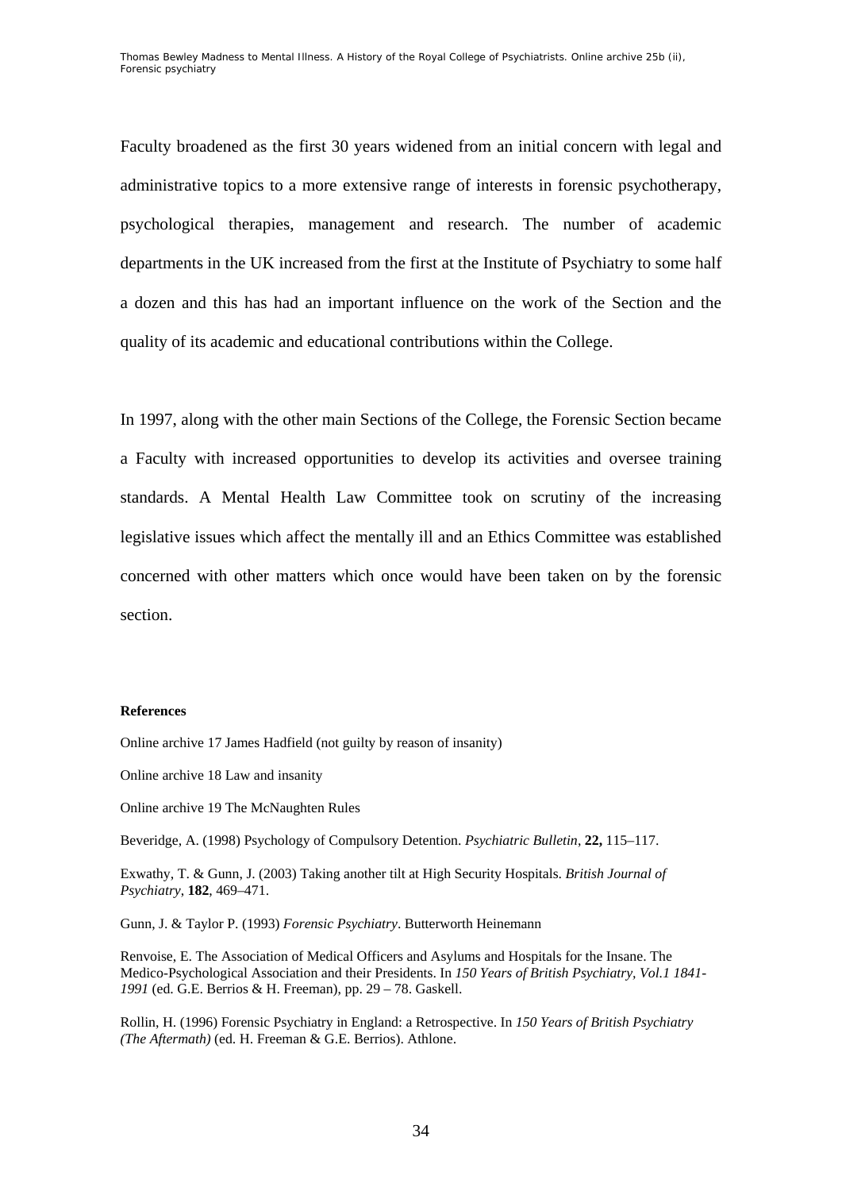Faculty broadened as the first 30 years widened from an initial concern with legal and administrative topics to a more extensive range of interests in forensic psychotherapy, psychological therapies, management and research. The number of academic departments in the UK increased from the first at the Institute of Psychiatry to some half a dozen and this has had an important influence on the work of the Section and the quality of its academic and educational contributions within the College.

In 1997, along with the other main Sections of the College, the Forensic Section became a Faculty with increased opportunities to develop its activities and oversee training standards. A Mental Health Law Committee took on scrutiny of the increasing legislative issues which affect the mentally ill and an Ethics Committee was established concerned with other matters which once would have been taken on by the forensic section.

**References**

Online archive 17 James Hadfield (not guilty by reason of insanity)

Online archive 18 Law and insanity

Online archive 19 The McNaughten Rules

Beveridge, A. (1998) Psychology of Compulsory Detention. *Psychiatric Bulletin*, **22,** 115–117.

Exwathy, T. & Gunn, J. (2003) Taking another tilt at High Security Hospitals. *British Journal of Psychiatry*, **182**, 469–471.

Gunn, J. & Taylor P. (1993) *Forensic Psychiatry*. Butterworth Heinemann

Renvoise, E. The Association of Medical Officers and Asylums and Hospitals for the Insane. The Medico-Psychological Association and their Presidents. In *150 Years of British Psychiatry, Vol.1 1841-1991* (ed. G.E. Berrios & H. Freeman), pp. 29 – 78. Gaskell.

Rollin, H. (1996) Forensic Psychiatry in England: a Retrospective. In *150 Years of British Psychiatry (The Aftermath)* (ed. H. Freeman & G.E. Berrios). Athlone.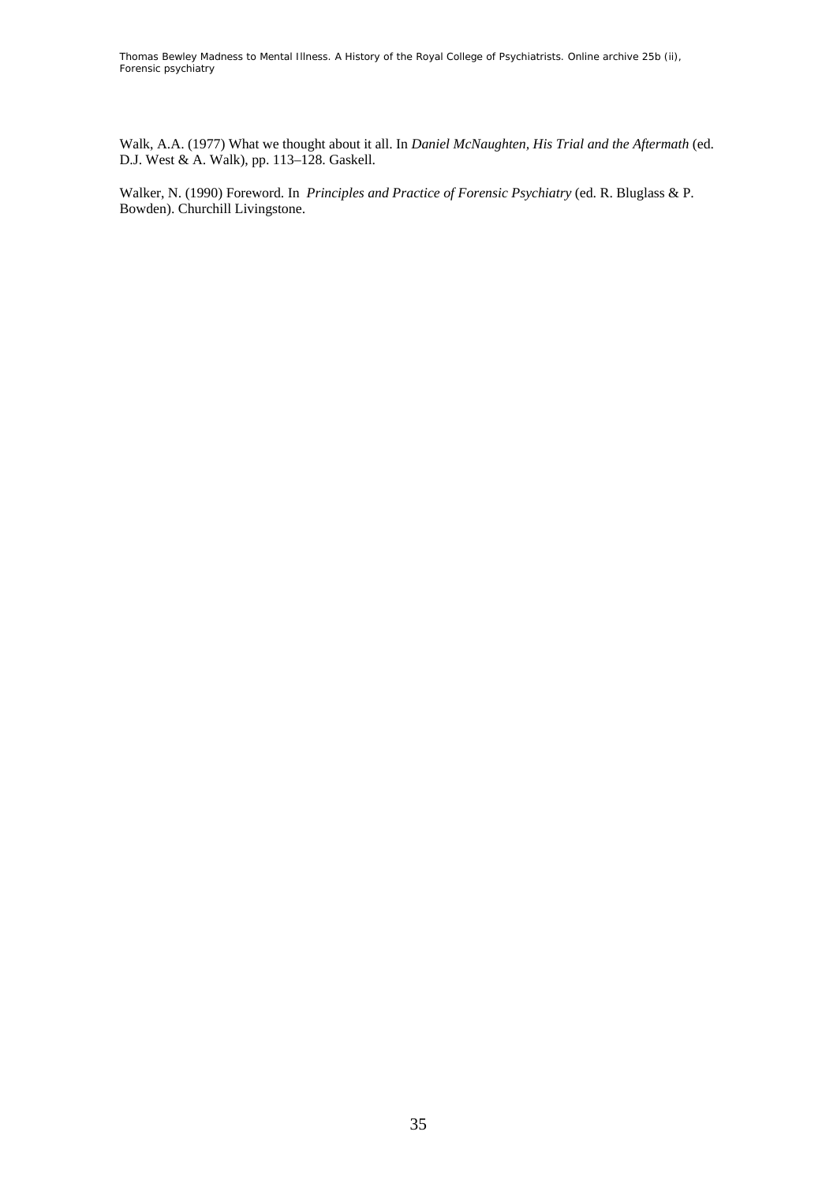Walk, A.A. (1977) What we thought about it all. In *Daniel McNaughten, His Trial and the Aftermath* (ed. D.J. West & A. Walk), pp. 113–128. Gaskell.

Walker, N. (1990) Foreword. In *Principles and Practice of Forensic Psychiatry* (ed. R. Bluglass & P. Bowden). Churchill Livingstone.